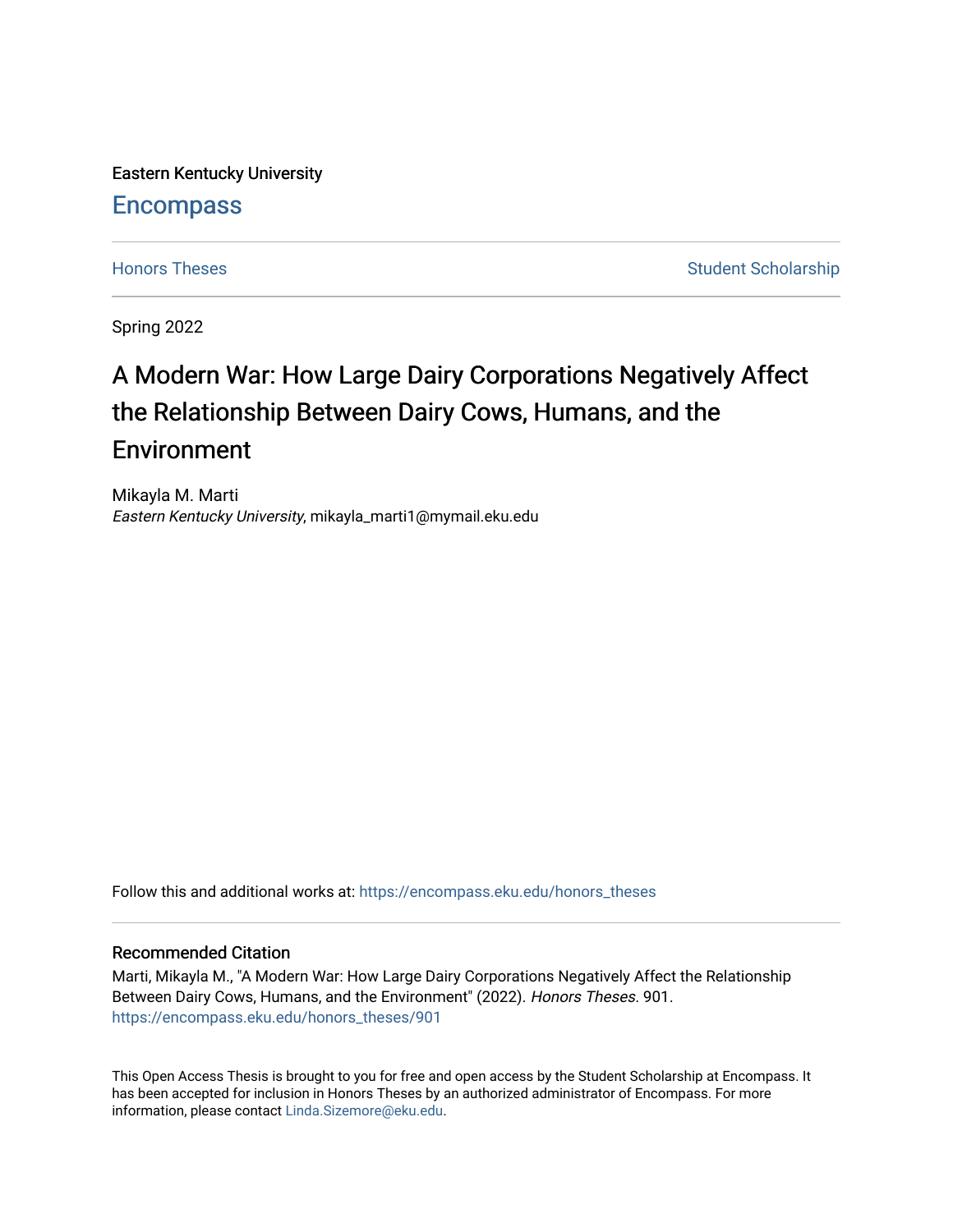Eastern Kentucky University

## Encompass

Honors Theses | Student Scholarship

Spring 2022

# A Modern War: How Large Dairy Corporations Negatively Affect the Relationship Between Dairy Cows, Humans, and the Environment

Mikayla M. Marti
*Eastern Kentucky University*, mikayla_marti1@mymail.eku.edu

Follow this and additional works at: https://encompass.eku.edu/honors_theses

### Recommended Citation

Marti, Mikayla M., "A Modern War: How Large Dairy Corporations Negatively Affect the Relationship Between Dairy Cows, Humans, and the Environment" (2022). *Honors Theses*. 901.
https://encompass.eku.edu/honors_theses/901

This Open Access Thesis is brought to you for free and open access by the Student Scholarship at Encompass. It has been accepted for inclusion in Honors Theses by an authorized administrator of Encompass. For more information, please contact Linda.Sizemore@eku.edu.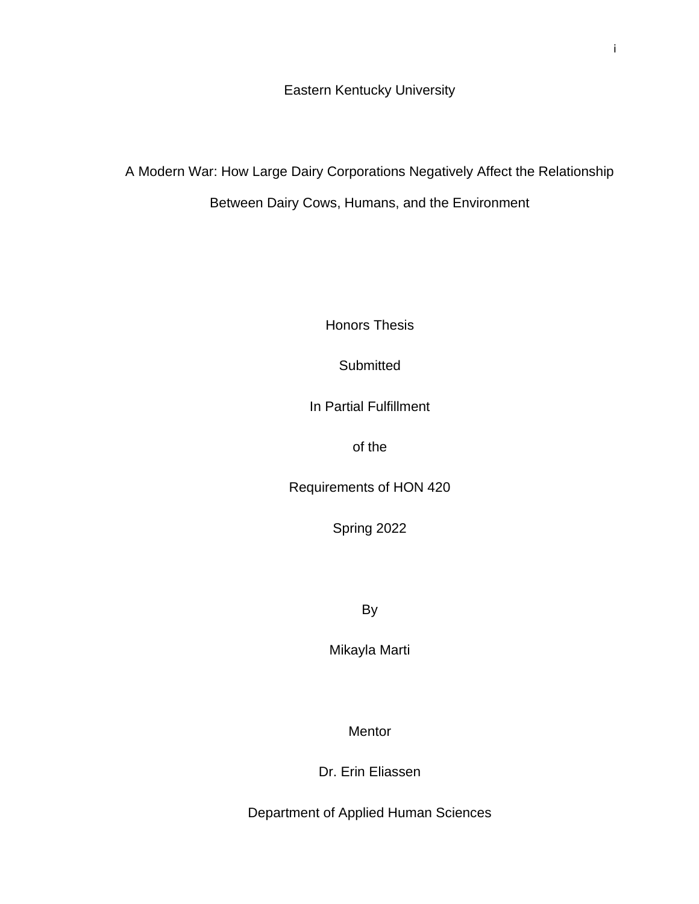Eastern Kentucky University

# A Modern War: How Large Dairy Corporations Negatively Affect the Relationship Between Dairy Cows, Humans, and the Environment

Honors Thesis

Submitted

In Partial Fulfillment

of the

Requirements of HON 420

Spring 2022

By

Mikayla Marti

Mentor

Dr. Erin Eliassen

Department of Applied Human Sciences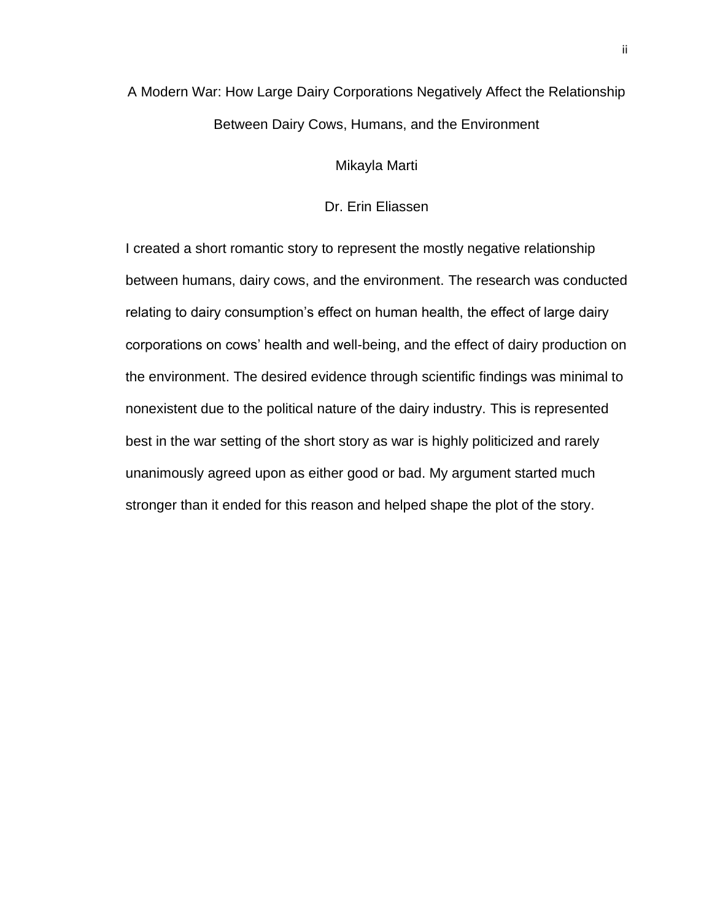A Modern War: How Large Dairy Corporations Negatively Affect the Relationship Between Dairy Cows, Humans, and the Environment

Mikayla Marti

Dr. Erin Eliassen

I created a short romantic story to represent the mostly negative relationship between humans, dairy cows, and the environment. The research was conducted relating to dairy consumption's effect on human health, the effect of large dairy corporations on cows' health and well-being, and the effect of dairy production on the environment. The desired evidence through scientific findings was minimal to nonexistent due to the political nature of the dairy industry. This is represented best in the war setting of the short story as war is highly politicized and rarely unanimously agreed upon as either good or bad. My argument started much stronger than it ended for this reason and helped shape the plot of the story.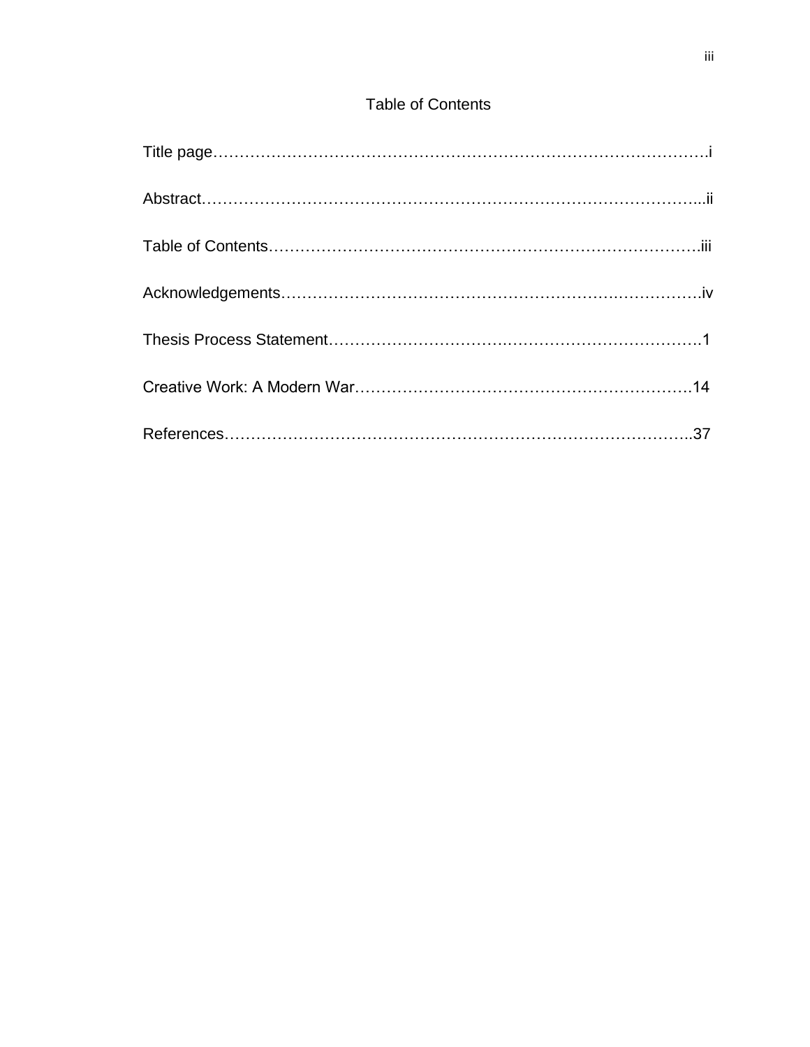# Table of Contents

Title page……………………………………………………………………………………i

Abstract……………………………………………………………………………………...ii

Table of Contents………………………………………………………………………….iii

Acknowledgements……………………………………………………………………….iv

Thesis Process Statement……………………………………………………………….1

Creative Work: A Modern War…………………………………………………………14

References………………………………………………………………………………..37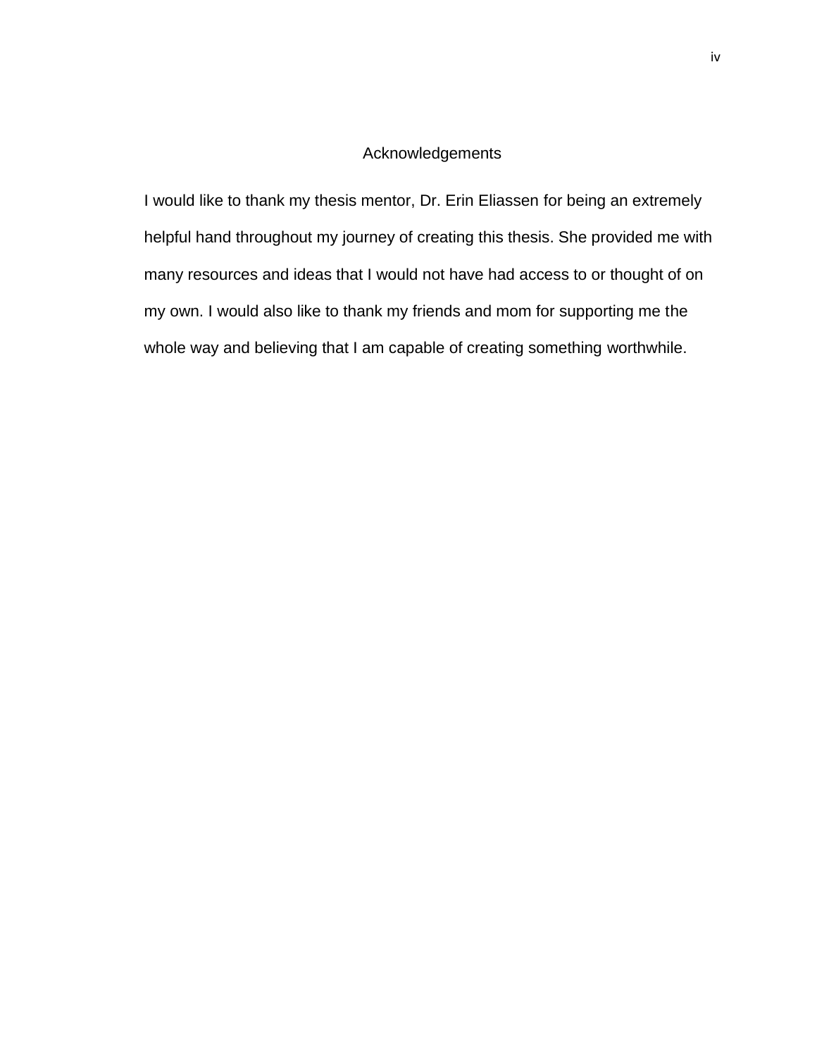# Acknowledgements

I would like to thank my thesis mentor, Dr. Erin Eliassen for being an extremely helpful hand throughout my journey of creating this thesis. She provided me with many resources and ideas that I would not have had access to or thought of on my own. I would also like to thank my friends and mom for supporting me the whole way and believing that I am capable of creating something worthwhile.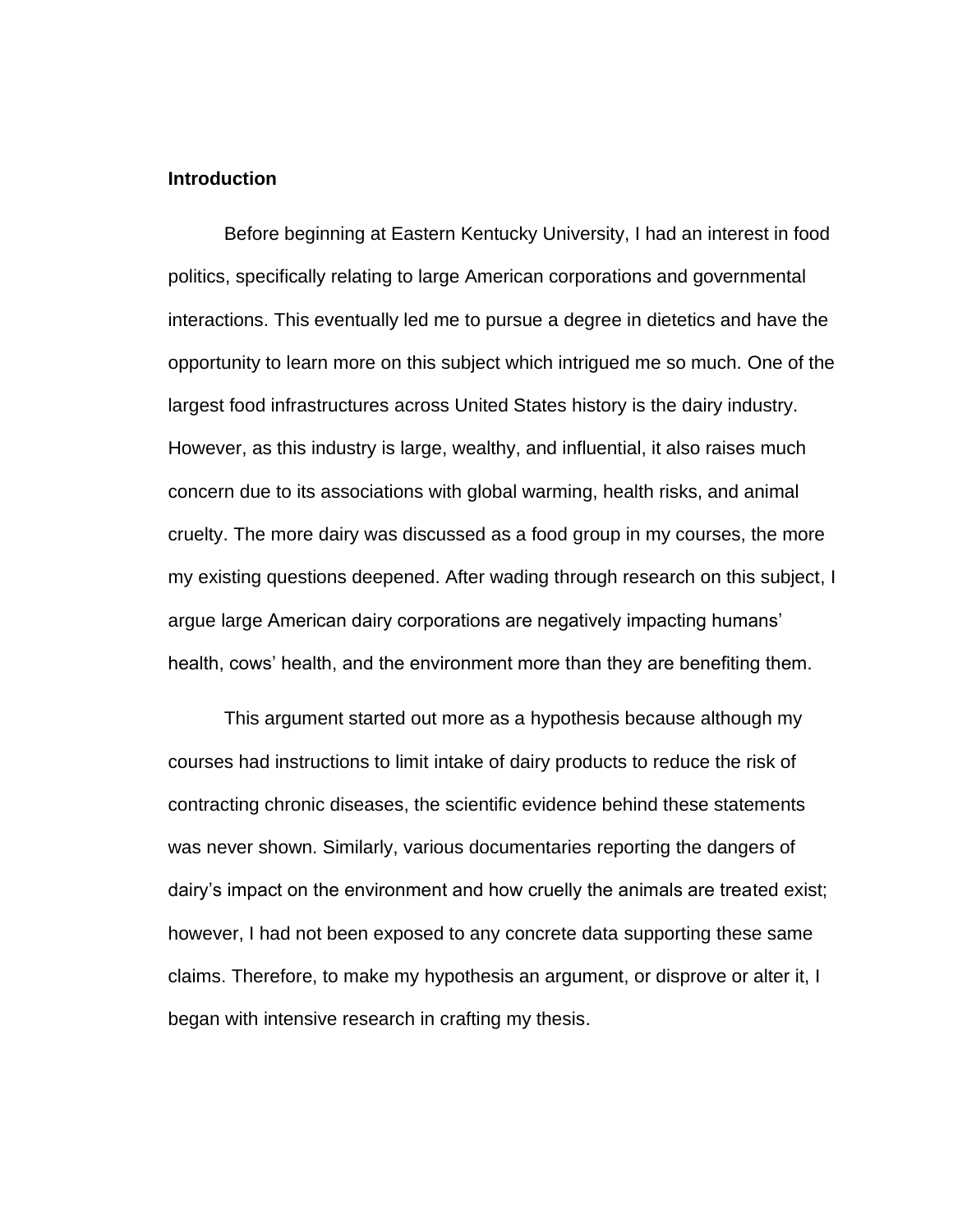## Introduction

Before beginning at Eastern Kentucky University, I had an interest in food politics, specifically relating to large American corporations and governmental interactions. This eventually led me to pursue a degree in dietetics and have the opportunity to learn more on this subject which intrigued me so much. One of the largest food infrastructures across United States history is the dairy industry. However, as this industry is large, wealthy, and influential, it also raises much concern due to its associations with global warming, health risks, and animal cruelty. The more dairy was discussed as a food group in my courses, the more my existing questions deepened. After wading through research on this subject, I argue large American dairy corporations are negatively impacting humans' health, cows' health, and the environment more than they are benefiting them.

This argument started out more as a hypothesis because although my courses had instructions to limit intake of dairy products to reduce the risk of contracting chronic diseases, the scientific evidence behind these statements was never shown. Similarly, various documentaries reporting the dangers of dairy's impact on the environment and how cruelly the animals are treated exist; however, I had not been exposed to any concrete data supporting these same claims. Therefore, to make my hypothesis an argument, or disprove or alter it, I began with intensive research in crafting my thesis.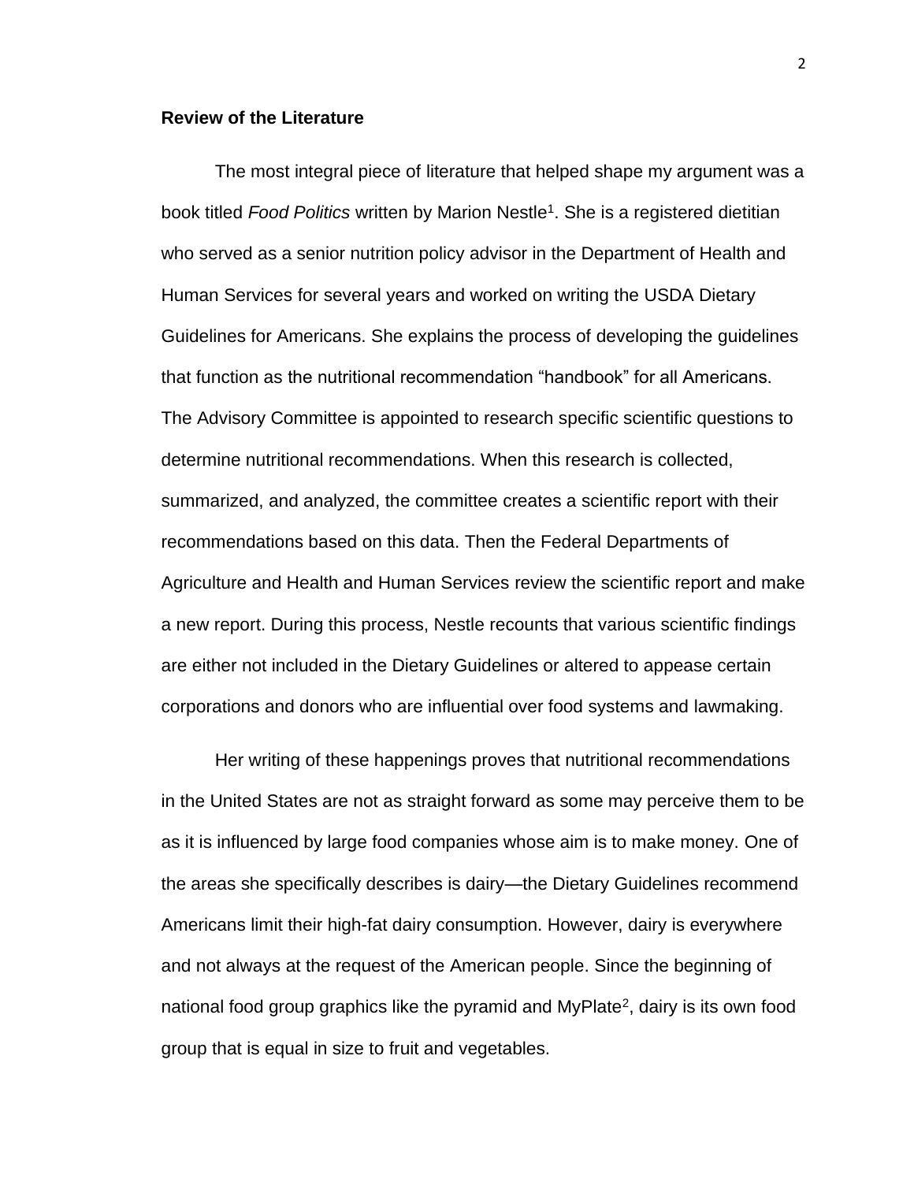**Review of the Literature**

The most integral piece of literature that helped shape my argument was a book titled *Food Politics* written by Marion Nestle[1]. She is a registered dietitian who served as a senior nutrition policy advisor in the Department of Health and Human Services for several years and worked on writing the USDA Dietary Guidelines for Americans. She explains the process of developing the guidelines that function as the nutritional recommendation "handbook" for all Americans. The Advisory Committee is appointed to research specific scientific questions to determine nutritional recommendations. When this research is collected, summarized, and analyzed, the committee creates a scientific report with their recommendations based on this data. Then the Federal Departments of Agriculture and Health and Human Services review the scientific report and make a new report. During this process, Nestle recounts that various scientific findings are either not included in the Dietary Guidelines or altered to appease certain corporations and donors who are influential over food systems and lawmaking.

Her writing of these happenings proves that nutritional recommendations in the United States are not as straight forward as some may perceive them to be as it is influenced by large food companies whose aim is to make money. One of the areas she specifically describes is dairy—the Dietary Guidelines recommend Americans limit their high-fat dairy consumption. However, dairy is everywhere and not always at the request of the American people. Since the beginning of national food group graphics like the pyramid and MyPlate[2], dairy is its own food group that is equal in size to fruit and vegetables.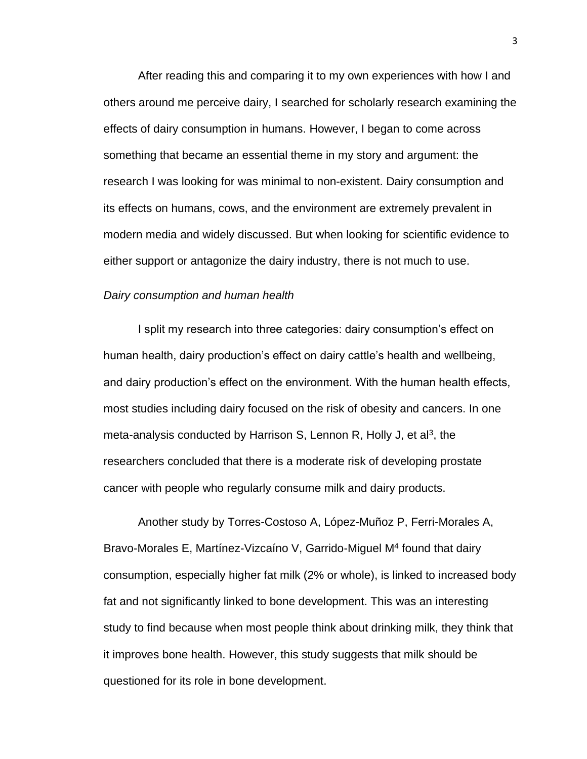After reading this and comparing it to my own experiences with how I and others around me perceive dairy, I searched for scholarly research examining the effects of dairy consumption in humans. However, I began to come across something that became an essential theme in my story and argument: the research I was looking for was minimal to non-existent. Dairy consumption and its effects on humans, cows, and the environment are extremely prevalent in modern media and widely discussed. But when looking for scientific evidence to either support or antagonize the dairy industry, there is not much to use.

*Dairy consumption and human health*

I split my research into three categories: dairy consumption's effect on human health, dairy production's effect on dairy cattle's health and wellbeing, and dairy production's effect on the environment. With the human health effects, most studies including dairy focused on the risk of obesity and cancers. In one meta-analysis conducted by Harrison S, Lennon R, Holly J, et al[3], the researchers concluded that there is a moderate risk of developing prostate cancer with people who regularly consume milk and dairy products.

Another study by Torres-Costoso A, López-Muñoz P, Ferri-Morales A, Bravo-Morales E, Martínez-Vizcaíno V, Garrido-Miguel M[4] found that dairy consumption, especially higher fat milk (2% or whole), is linked to increased body fat and not significantly linked to bone development. This was an interesting study to find because when most people think about drinking milk, they think that it improves bone health. However, this study suggests that milk should be questioned for its role in bone development.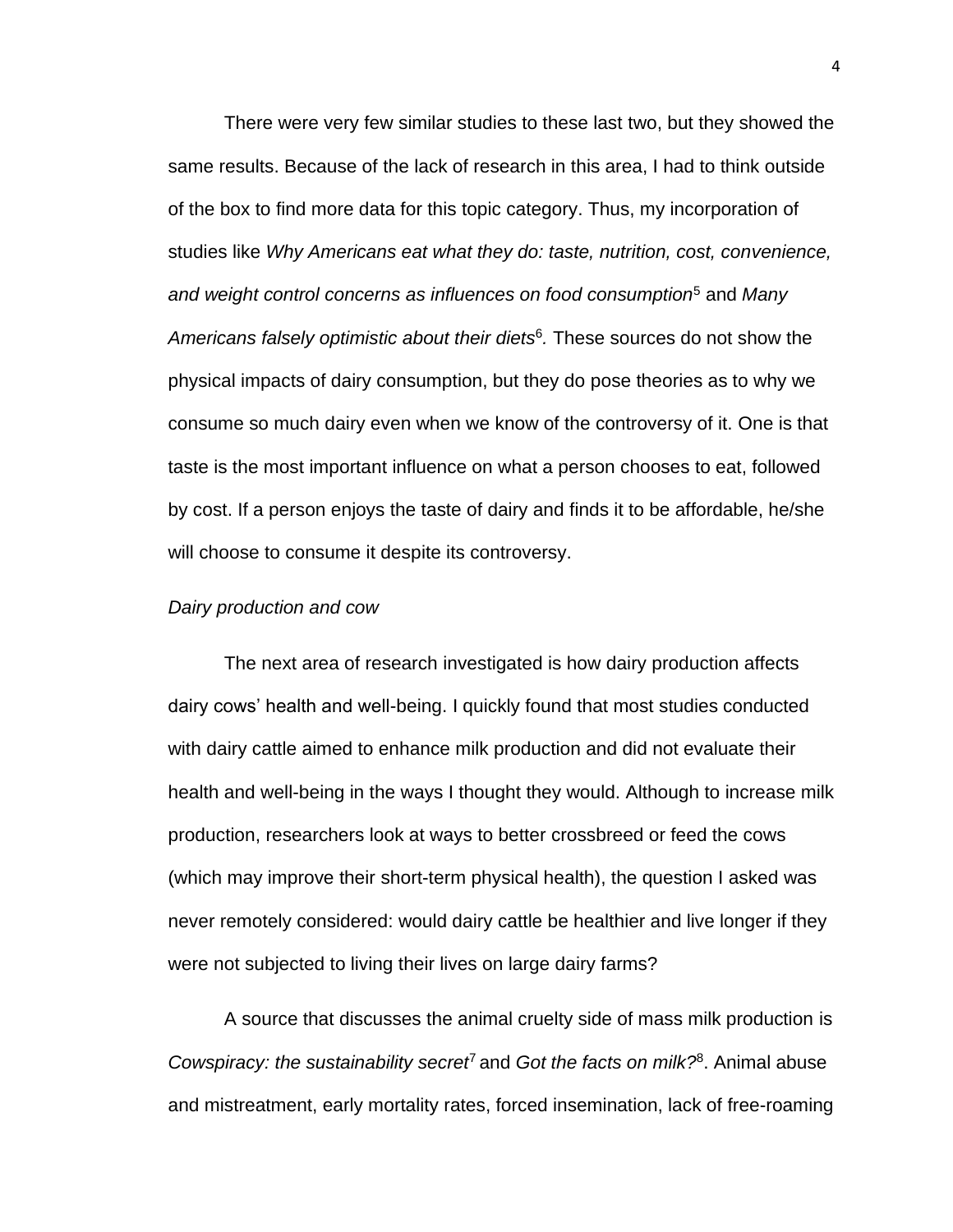There were very few similar studies to these last two, but they showed the same results. Because of the lack of research in this area, I had to think outside of the box to find more data for this topic category. Thus, my incorporation of studies like *Why Americans eat what they do: taste, nutrition, cost, convenience, and weight control concerns as influences on food consumption*[5] and *Many Americans falsely optimistic about their diets*[6]*.* These sources do not show the physical impacts of dairy consumption, but they do pose theories as to why we consume so much dairy even when we know of the controversy of it. One is that taste is the most important influence on what a person chooses to eat, followed by cost. If a person enjoys the taste of dairy and finds it to be affordable, he/she will choose to consume it despite its controversy.

*Dairy production and cow*

The next area of research investigated is how dairy production affects dairy cows' health and well-being. I quickly found that most studies conducted with dairy cattle aimed to enhance milk production and did not evaluate their health and well-being in the ways I thought they would. Although to increase milk production, researchers look at ways to better crossbreed or feed the cows (which may improve their short-term physical health), the question I asked was never remotely considered: would dairy cattle be healthier and live longer if they were not subjected to living their lives on large dairy farms?

A source that discusses the animal cruelty side of mass milk production is *Cowspiracy: the sustainability secret*[7] and *Got the facts on milk?*[8]. Animal abuse and mistreatment, early mortality rates, forced insemination, lack of free-roaming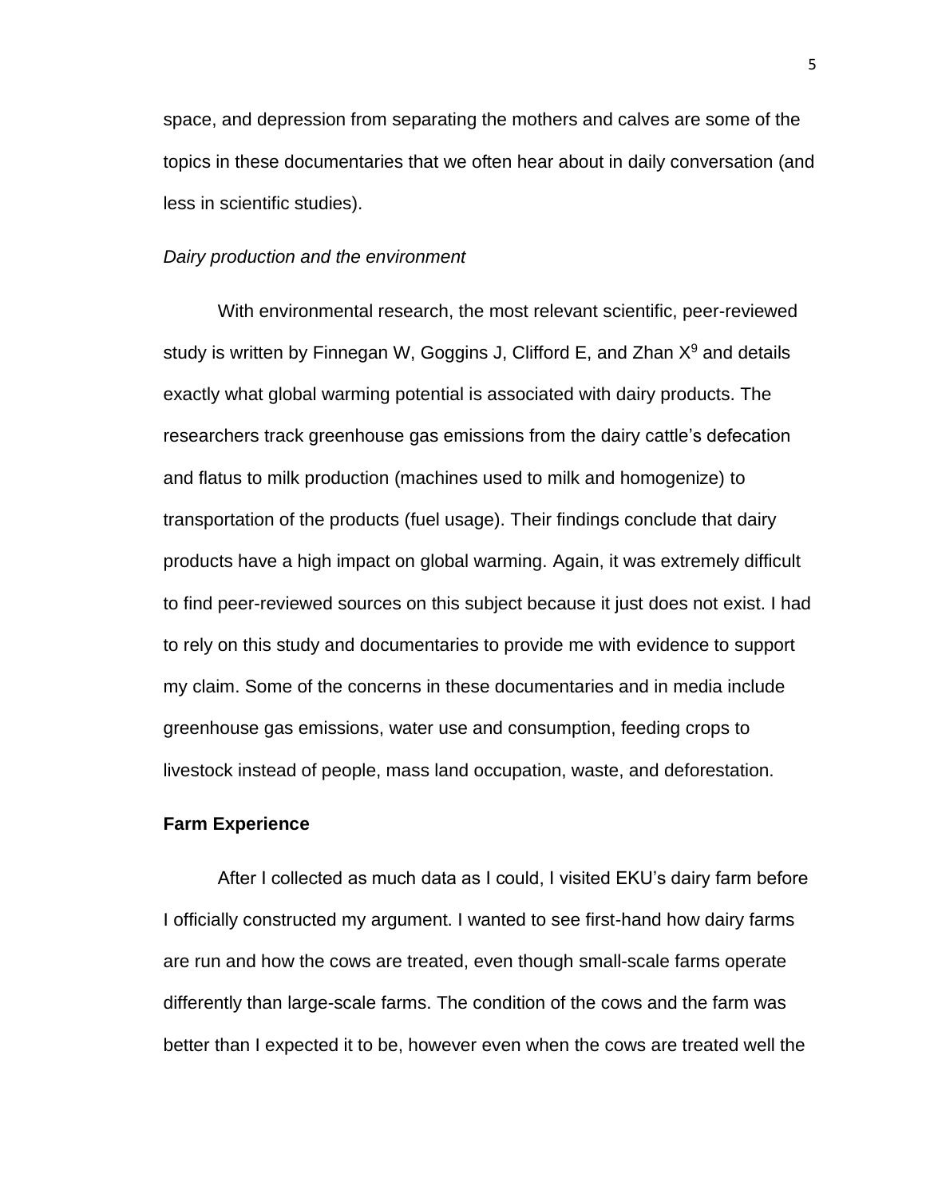space, and depression from separating the mothers and calves are some of the topics in these documentaries that we often hear about in daily conversation (and less in scientific studies).

*Dairy production and the environment*

With environmental research, the most relevant scientific, peer-reviewed study is written by Finnegan W, Goggins J, Clifford E, and Zhan X[9] and details exactly what global warming potential is associated with dairy products. The researchers track greenhouse gas emissions from the dairy cattle's defecation and flatus to milk production (machines used to milk and homogenize) to transportation of the products (fuel usage). Their findings conclude that dairy products have a high impact on global warming. Again, it was extremely difficult to find peer-reviewed sources on this subject because it just does not exist. I had to rely on this study and documentaries to provide me with evidence to support my claim. Some of the concerns in these documentaries and in media include greenhouse gas emissions, water use and consumption, feeding crops to livestock instead of people, mass land occupation, waste, and deforestation.

**Farm Experience**

After I collected as much data as I could, I visited EKU's dairy farm before I officially constructed my argument. I wanted to see first-hand how dairy farms are run and how the cows are treated, even though small-scale farms operate differently than large-scale farms. The condition of the cows and the farm was better than I expected it to be, however even when the cows are treated well the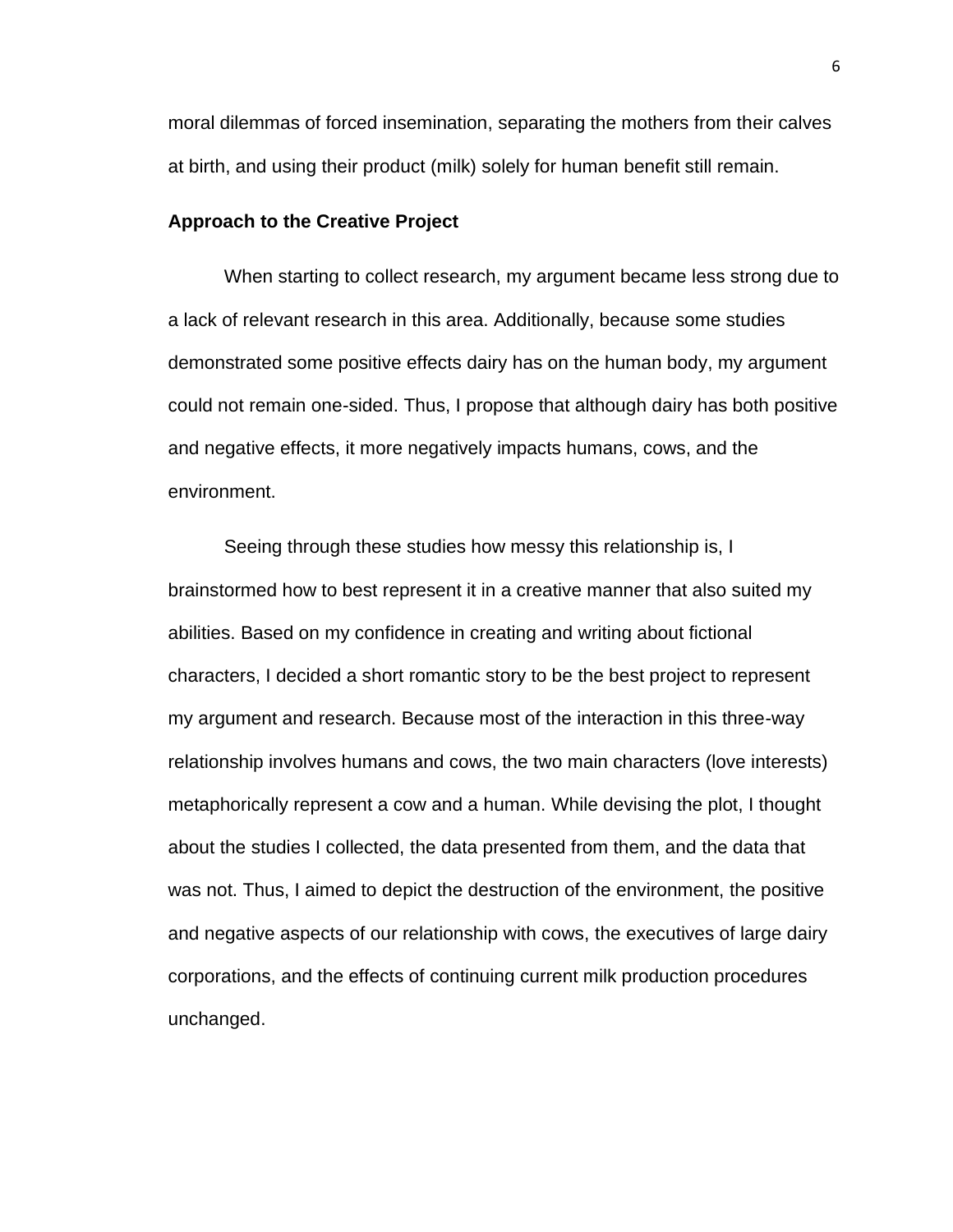moral dilemmas of forced insemination, separating the mothers from their calves at birth, and using their product (milk) solely for human benefit still remain.

### Approach to the Creative Project

When starting to collect research, my argument became less strong due to a lack of relevant research in this area. Additionally, because some studies demonstrated some positive effects dairy has on the human body, my argument could not remain one-sided. Thus, I propose that although dairy has both positive and negative effects, it more negatively impacts humans, cows, and the environment.

Seeing through these studies how messy this relationship is, I brainstormed how to best represent it in a creative manner that also suited my abilities. Based on my confidence in creating and writing about fictional characters, I decided a short romantic story to be the best project to represent my argument and research. Because most of the interaction in this three-way relationship involves humans and cows, the two main characters (love interests) metaphorically represent a cow and a human. While devising the plot, I thought about the studies I collected, the data presented from them, and the data that was not. Thus, I aimed to depict the destruction of the environment, the positive and negative aspects of our relationship with cows, the executives of large dairy corporations, and the effects of continuing current milk production procedures unchanged.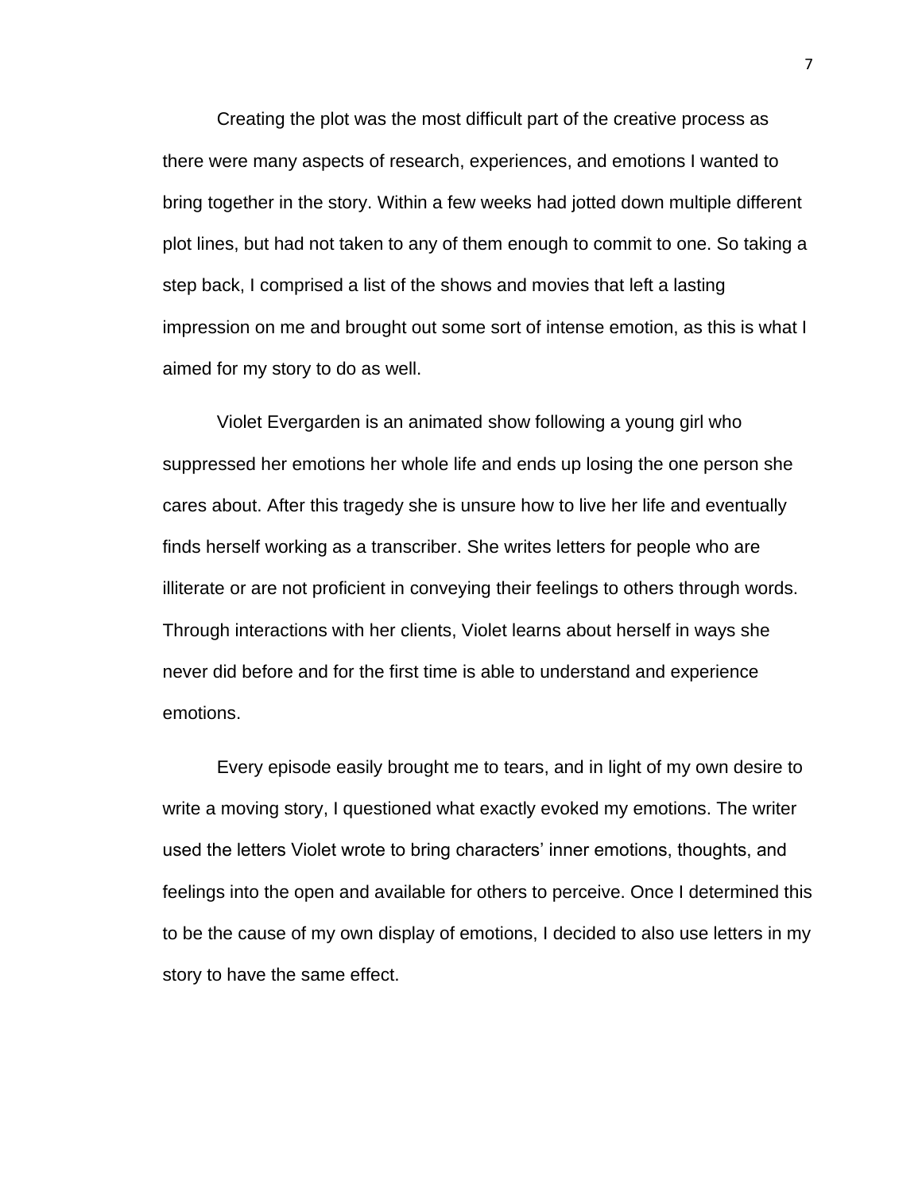Creating the plot was the most difficult part of the creative process as there were many aspects of research, experiences, and emotions I wanted to bring together in the story. Within a few weeks had jotted down multiple different plot lines, but had not taken to any of them enough to commit to one. So taking a step back, I comprised a list of the shows and movies that left a lasting impression on me and brought out some sort of intense emotion, as this is what I aimed for my story to do as well.

Violet Evergarden is an animated show following a young girl who suppressed her emotions her whole life and ends up losing the one person she cares about. After this tragedy she is unsure how to live her life and eventually finds herself working as a transcriber. She writes letters for people who are illiterate or are not proficient in conveying their feelings to others through words. Through interactions with her clients, Violet learns about herself in ways she never did before and for the first time is able to understand and experience emotions.

Every episode easily brought me to tears, and in light of my own desire to write a moving story, I questioned what exactly evoked my emotions. The writer used the letters Violet wrote to bring characters' inner emotions, thoughts, and feelings into the open and available for others to perceive. Once I determined this to be the cause of my own display of emotions, I decided to also use letters in my story to have the same effect.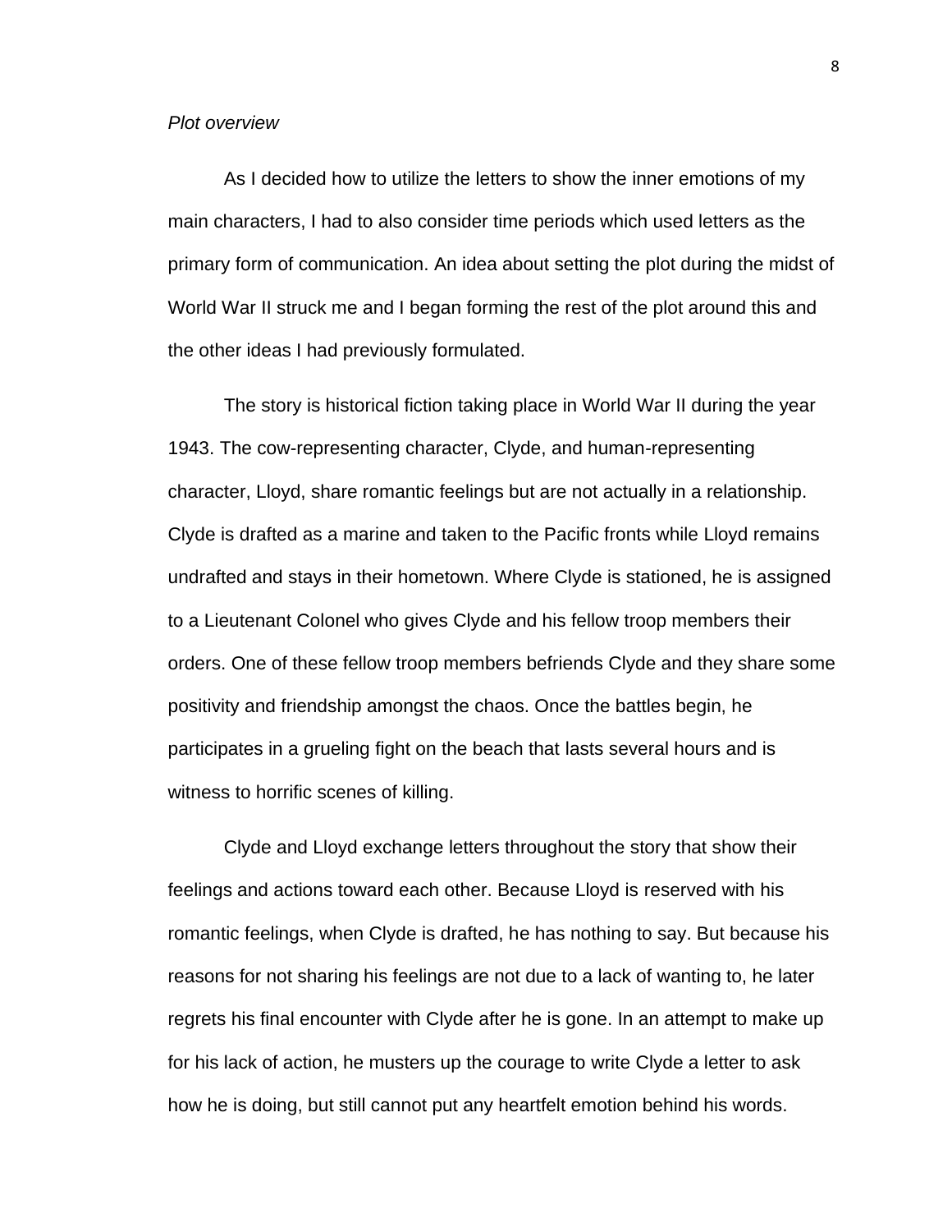*Plot overview*

As I decided how to utilize the letters to show the inner emotions of my main characters, I had to also consider time periods which used letters as the primary form of communication. An idea about setting the plot during the midst of World War II struck me and I began forming the rest of the plot around this and the other ideas I had previously formulated.

The story is historical fiction taking place in World War II during the year 1943. The cow-representing character, Clyde, and human-representing character, Lloyd, share romantic feelings but are not actually in a relationship. Clyde is drafted as a marine and taken to the Pacific fronts while Lloyd remains undrafted and stays in their hometown. Where Clyde is stationed, he is assigned to a Lieutenant Colonel who gives Clyde and his fellow troop members their orders. One of these fellow troop members befriends Clyde and they share some positivity and friendship amongst the chaos. Once the battles begin, he participates in a grueling fight on the beach that lasts several hours and is witness to horrific scenes of killing.

Clyde and Lloyd exchange letters throughout the story that show their feelings and actions toward each other. Because Lloyd is reserved with his romantic feelings, when Clyde is drafted, he has nothing to say. But because his reasons for not sharing his feelings are not due to a lack of wanting to, he later regrets his final encounter with Clyde after he is gone. In an attempt to make up for his lack of action, he musters up the courage to write Clyde a letter to ask how he is doing, but still cannot put any heartfelt emotion behind his words.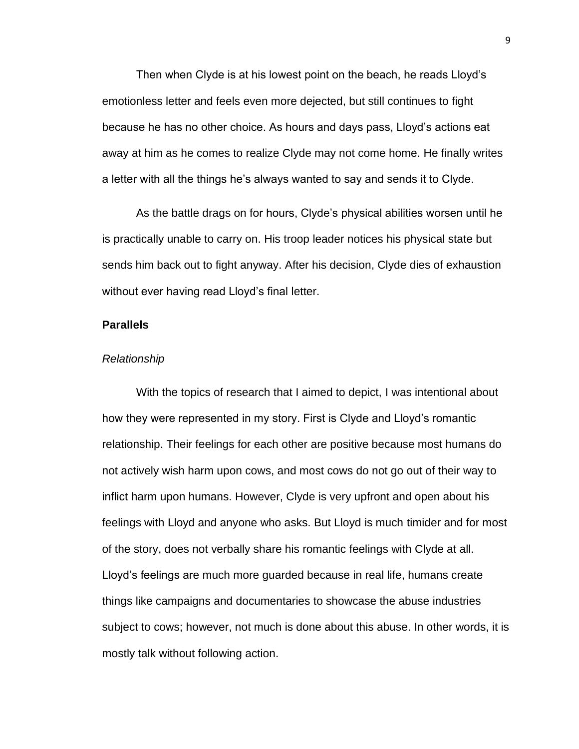Then when Clyde is at his lowest point on the beach, he reads Lloyd's emotionless letter and feels even more dejected, but still continues to fight because he has no other choice. As hours and days pass, Lloyd's actions eat away at him as he comes to realize Clyde may not come home. He finally writes a letter with all the things he's always wanted to say and sends it to Clyde.

As the battle drags on for hours, Clyde's physical abilities worsen until he is practically unable to carry on. His troop leader notices his physical state but sends him back out to fight anyway. After his decision, Clyde dies of exhaustion without ever having read Lloyd's final letter.

## Parallels

### *Relationship*

With the topics of research that I aimed to depict, I was intentional about how they were represented in my story. First is Clyde and Lloyd's romantic relationship. Their feelings for each other are positive because most humans do not actively wish harm upon cows, and most cows do not go out of their way to inflict harm upon humans. However, Clyde is very upfront and open about his feelings with Lloyd and anyone who asks. But Lloyd is much timider and for most of the story, does not verbally share his romantic feelings with Clyde at all. Lloyd's feelings are much more guarded because in real life, humans create things like campaigns and documentaries to showcase the abuse industries subject to cows; however, not much is done about this abuse. In other words, it is mostly talk without following action.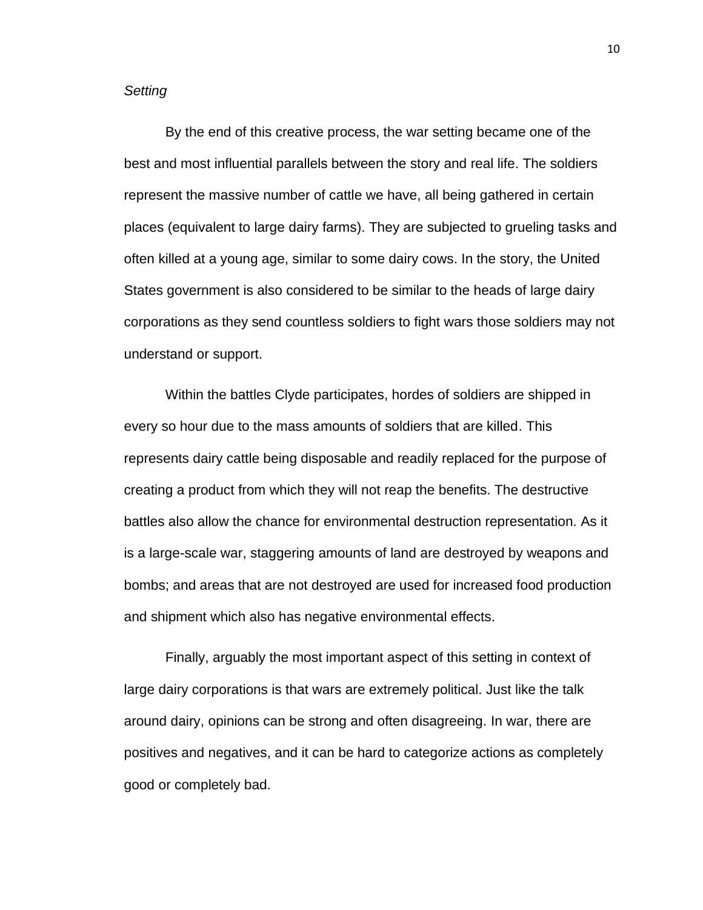*Setting*

By the end of this creative process, the war setting became one of the best and most influential parallels between the story and real life. The soldiers represent the massive number of cattle we have, all being gathered in certain places (equivalent to large dairy farms). They are subjected to grueling tasks and often killed at a young age, similar to some dairy cows. In the story, the United States government is also considered to be similar to the heads of large dairy corporations as they send countless soldiers to fight wars those soldiers may not understand or support.

Within the battles Clyde participates, hordes of soldiers are shipped in every so hour due to the mass amounts of soldiers that are killed. This represents dairy cattle being disposable and readily replaced for the purpose of creating a product from which they will not reap the benefits. The destructive battles also allow the chance for environmental destruction representation. As it is a large-scale war, staggering amounts of land are destroyed by weapons and bombs; and areas that are not destroyed are used for increased food production and shipment which also has negative environmental effects.

Finally, arguably the most important aspect of this setting in context of large dairy corporations is that wars are extremely political. Just like the talk around dairy, opinions can be strong and often disagreeing. In war, there are positives and negatives, and it can be hard to categorize actions as completely good or completely bad.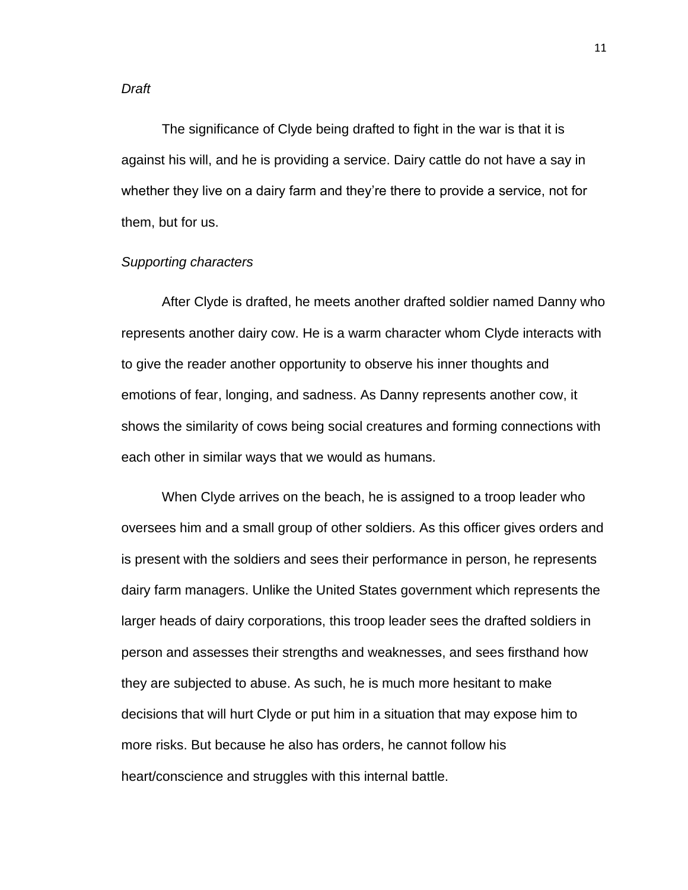*Draft*

The significance of Clyde being drafted to fight in the war is that it is against his will, and he is providing a service. Dairy cattle do not have a say in whether they live on a dairy farm and they're there to provide a service, not for them, but for us.

*Supporting characters*

After Clyde is drafted, he meets another drafted soldier named Danny who represents another dairy cow. He is a warm character whom Clyde interacts with to give the reader another opportunity to observe his inner thoughts and emotions of fear, longing, and sadness. As Danny represents another cow, it shows the similarity of cows being social creatures and forming connections with each other in similar ways that we would as humans.

When Clyde arrives on the beach, he is assigned to a troop leader who oversees him and a small group of other soldiers. As this officer gives orders and is present with the soldiers and sees their performance in person, he represents dairy farm managers. Unlike the United States government which represents the larger heads of dairy corporations, this troop leader sees the drafted soldiers in person and assesses their strengths and weaknesses, and sees firsthand how they are subjected to abuse. As such, he is much more hesitant to make decisions that will hurt Clyde or put him in a situation that may expose him to more risks. But because he also has orders, he cannot follow his heart/conscience and struggles with this internal battle.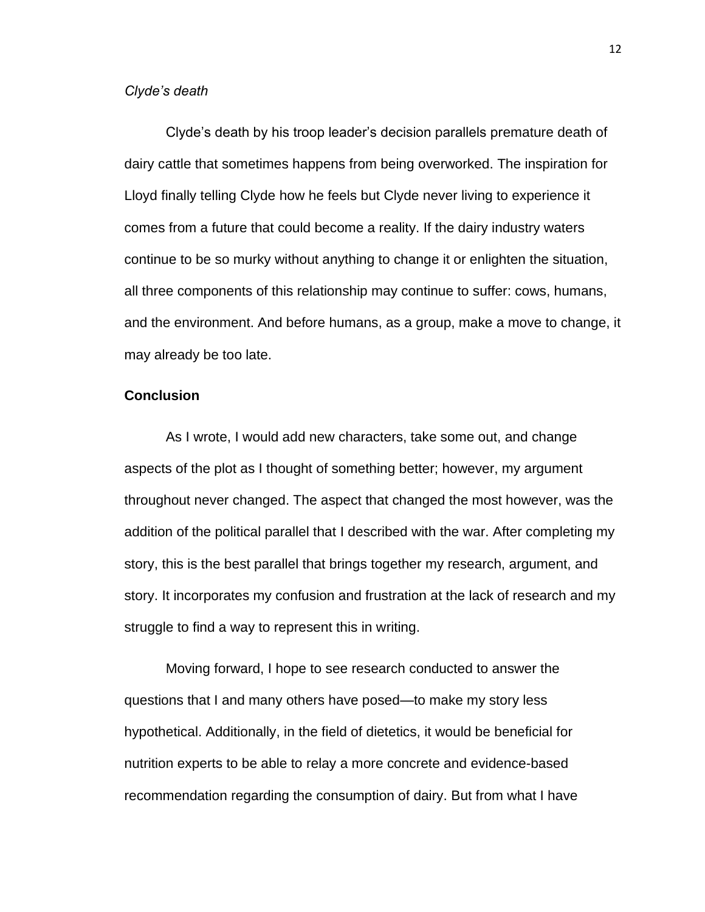*Clyde's death*

Clyde's death by his troop leader's decision parallels premature death of dairy cattle that sometimes happens from being overworked. The inspiration for Lloyd finally telling Clyde how he feels but Clyde never living to experience it comes from a future that could become a reality. If the dairy industry waters continue to be so murky without anything to change it or enlighten the situation, all three components of this relationship may continue to suffer: cows, humans, and the environment. And before humans, as a group, make a move to change, it may already be too late.

**Conclusion**

As I wrote, I would add new characters, take some out, and change aspects of the plot as I thought of something better; however, my argument throughout never changed. The aspect that changed the most however, was the addition of the political parallel that I described with the war. After completing my story, this is the best parallel that brings together my research, argument, and story. It incorporates my confusion and frustration at the lack of research and my struggle to find a way to represent this in writing.

Moving forward, I hope to see research conducted to answer the questions that I and many others have posed—to make my story less hypothetical. Additionally, in the field of dietetics, it would be beneficial for nutrition experts to be able to relay a more concrete and evidence-based recommendation regarding the consumption of dairy. But from what I have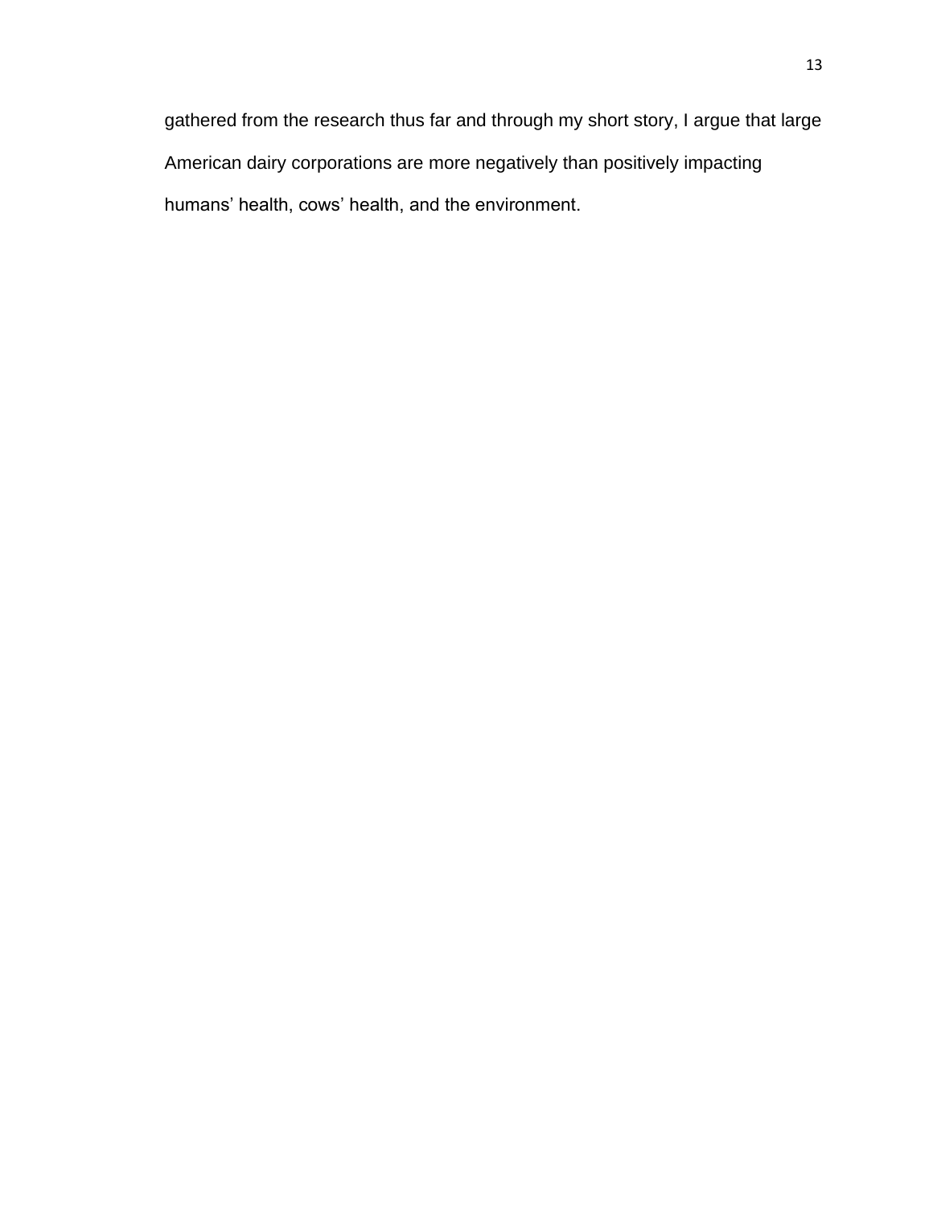gathered from the research thus far and through my short story, I argue that large American dairy corporations are more negatively than positively impacting humans' health, cows' health, and the environment.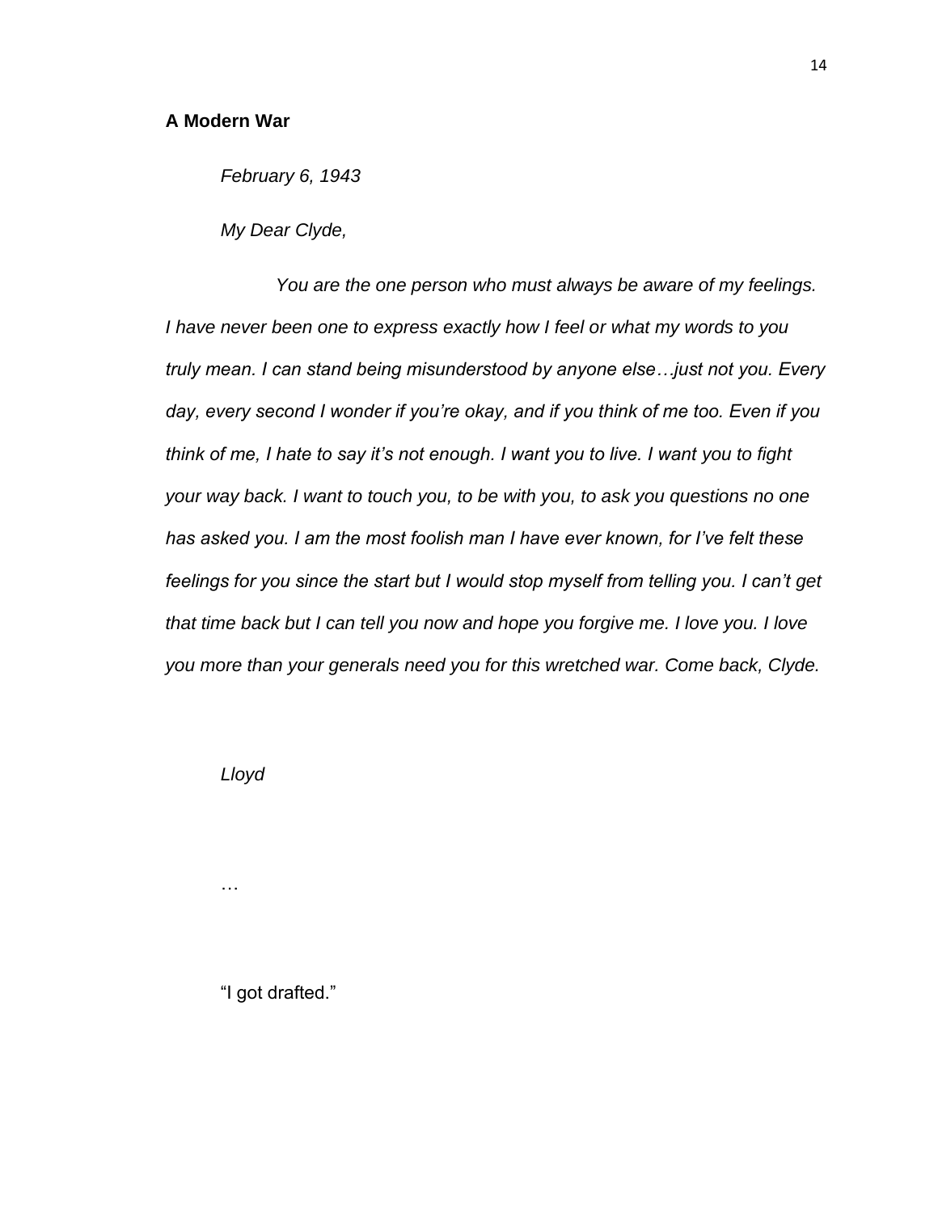**A Modern War**

*February 6, 1943*

*My Dear Clyde,*

*You are the one person who must always be aware of my feelings. I have never been one to express exactly how I feel or what my words to you truly mean. I can stand being misunderstood by anyone else…just not you. Every day, every second I wonder if you're okay, and if you think of me too. Even if you think of me, I hate to say it's not enough. I want you to live. I want you to fight your way back. I want to touch you, to be with you, to ask you questions no one has asked you. I am the most foolish man I have ever known, for I've felt these feelings for you since the start but I would stop myself from telling you. I can't get that time back but I can tell you now and hope you forgive me. I love you. I love you more than your generals need you for this wretched war. Come back, Clyde.*

*Lloyd*

…

"I got drafted."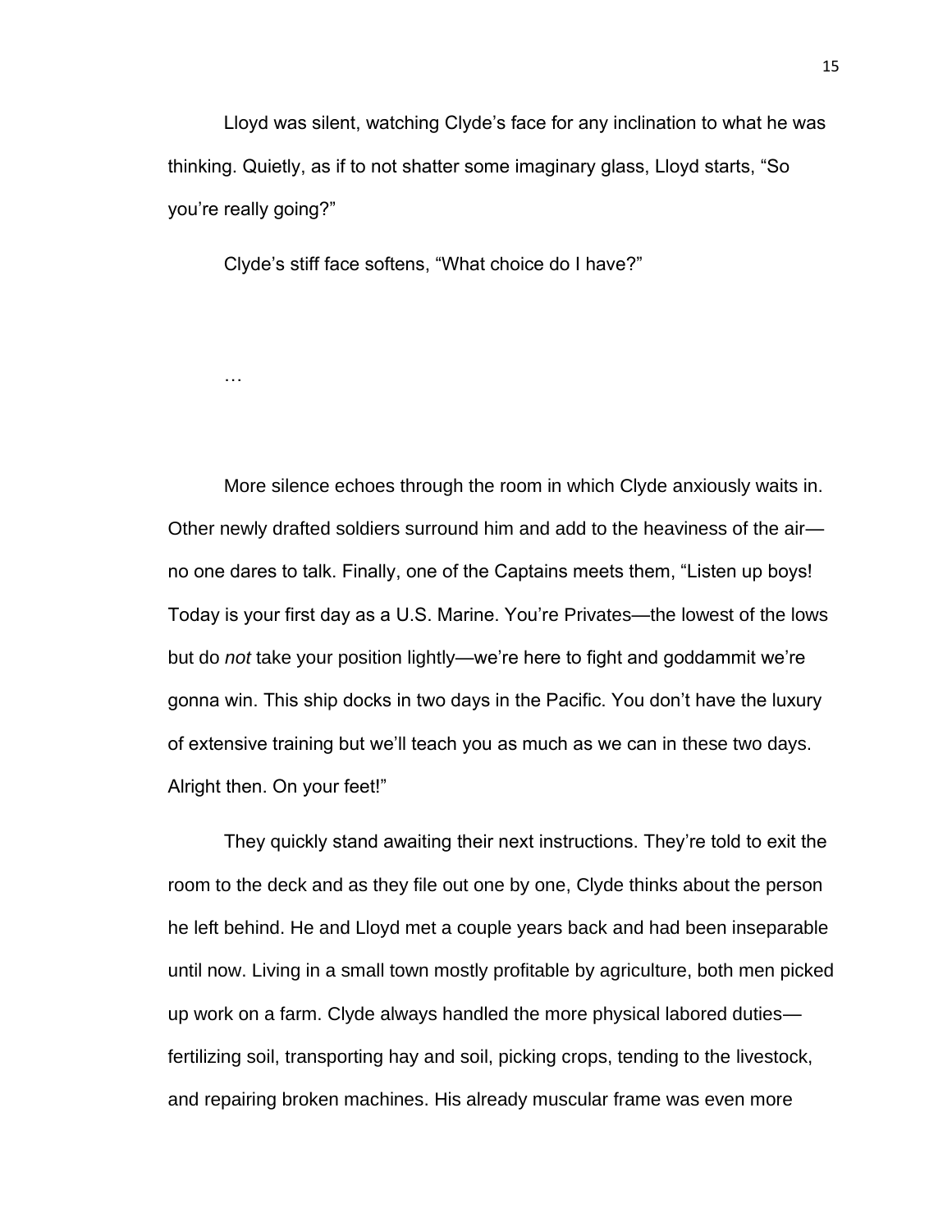Lloyd was silent, watching Clyde's face for any inclination to what he was thinking. Quietly, as if to not shatter some imaginary glass, Lloyd starts, "So you're really going?"

Clyde's stiff face softens, "What choice do I have?"

…

More silence echoes through the room in which Clyde anxiously waits in. Other newly drafted soldiers surround him and add to the heaviness of the air—no one dares to talk. Finally, one of the Captains meets them, "Listen up boys! Today is your first day as a U.S. Marine. You're Privates—the lowest of the lows but do *not* take your position lightly—we're here to fight and goddammit we're gonna win. This ship docks in two days in the Pacific. You don't have the luxury of extensive training but we'll teach you as much as we can in these two days. Alright then. On your feet!"

They quickly stand awaiting their next instructions. They're told to exit the room to the deck and as they file out one by one, Clyde thinks about the person he left behind. He and Lloyd met a couple years back and had been inseparable until now. Living in a small town mostly profitable by agriculture, both men picked up work on a farm. Clyde always handled the more physical labored duties—fertilizing soil, transporting hay and soil, picking crops, tending to the livestock, and repairing broken machines. His already muscular frame was even more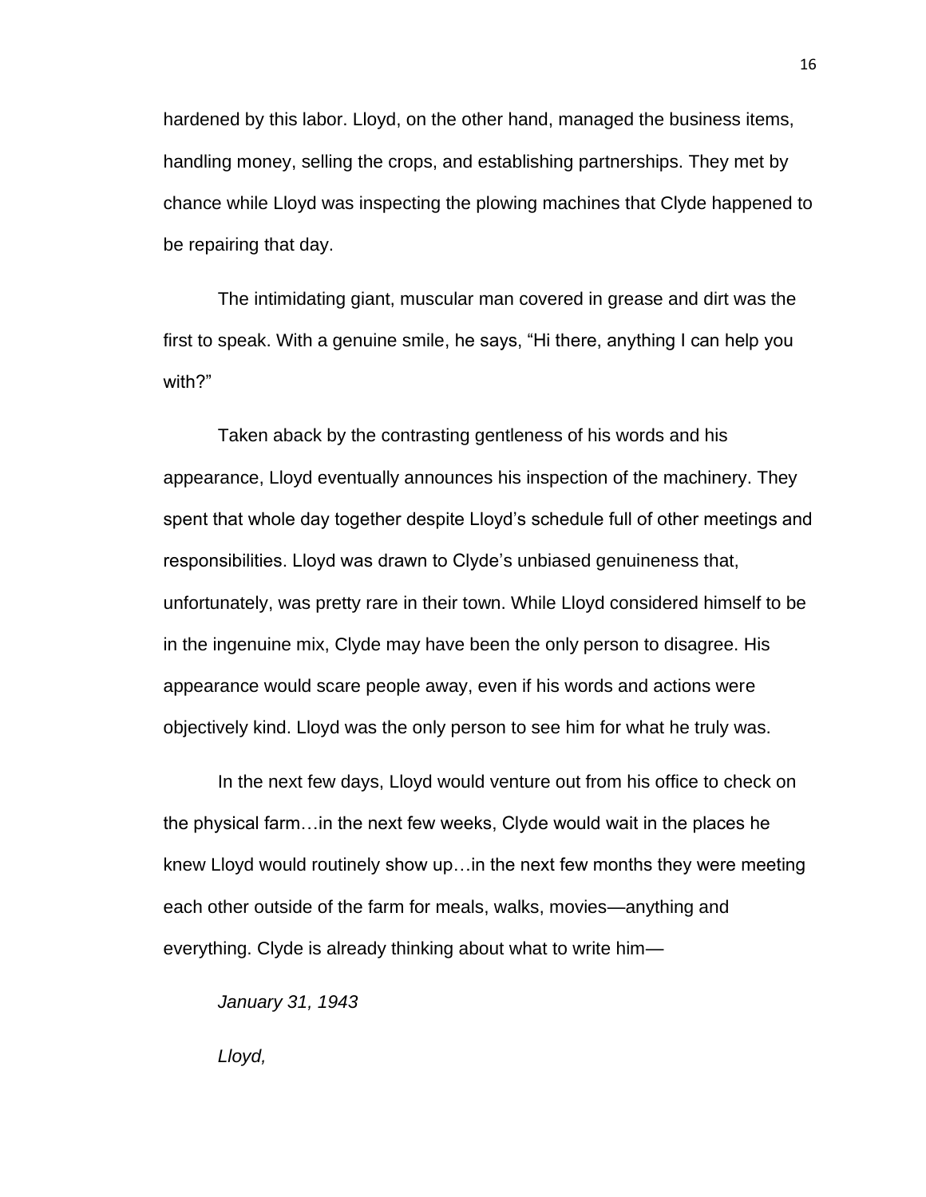hardened by this labor. Lloyd, on the other hand, managed the business items, handling money, selling the crops, and establishing partnerships. They met by chance while Lloyd was inspecting the plowing machines that Clyde happened to be repairing that day.

The intimidating giant, muscular man covered in grease and dirt was the first to speak. With a genuine smile, he says, “Hi there, anything I can help you with?”

Taken aback by the contrasting gentleness of his words and his appearance, Lloyd eventually announces his inspection of the machinery. They spent that whole day together despite Lloyd’s schedule full of other meetings and responsibilities. Lloyd was drawn to Clyde’s unbiased genuineness that, unfortunately, was pretty rare in their town. While Lloyd considered himself to be in the ingenuine mix, Clyde may have been the only person to disagree. His appearance would scare people away, even if his words and actions were objectively kind. Lloyd was the only person to see him for what he truly was.

In the next few days, Lloyd would venture out from his office to check on the physical farm…in the next few weeks, Clyde would wait in the places he knew Lloyd would routinely show up…in the next few months they were meeting each other outside of the farm for meals, walks, movies—anything and everything. Clyde is already thinking about what to write him—

*January 31, 1943*

*Lloyd,*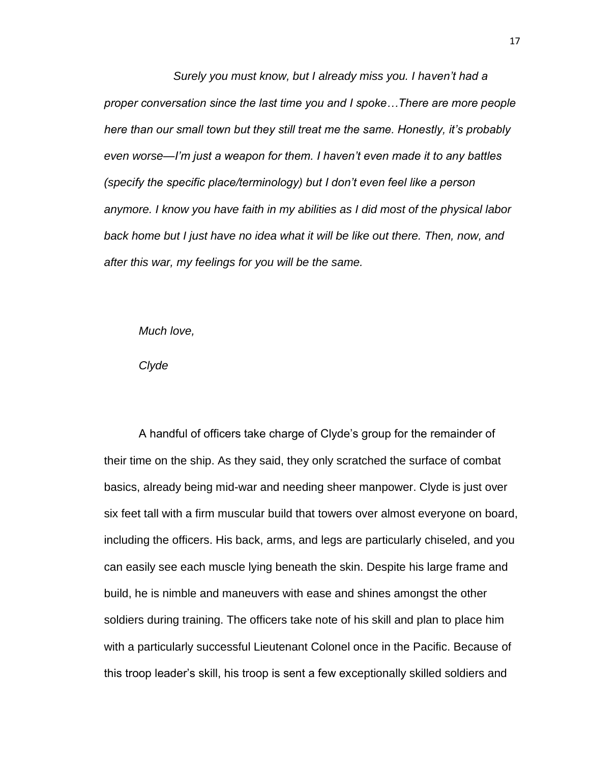*Surely you must know, but I already miss you. I haven't had a proper conversation since the last time you and I spoke…There are more people here than our small town but they still treat me the same. Honestly, it's probably even worse—I'm just a weapon for them. I haven't even made it to any battles (specify the specific place/terminology) but I don't even feel like a person anymore. I know you have faith in my abilities as I did most of the physical labor back home but I just have no idea what it will be like out there. Then, now, and after this war, my feelings for you will be the same.*

*Much love,*

*Clyde*

A handful of officers take charge of Clyde's group for the remainder of their time on the ship. As they said, they only scratched the surface of combat basics, already being mid-war and needing sheer manpower. Clyde is just over six feet tall with a firm muscular build that towers over almost everyone on board, including the officers. His back, arms, and legs are particularly chiseled, and you can easily see each muscle lying beneath the skin. Despite his large frame and build, he is nimble and maneuvers with ease and shines amongst the other soldiers during training. The officers take note of his skill and plan to place him with a particularly successful Lieutenant Colonel once in the Pacific. Because of this troop leader's skill, his troop is sent a few exceptionally skilled soldiers and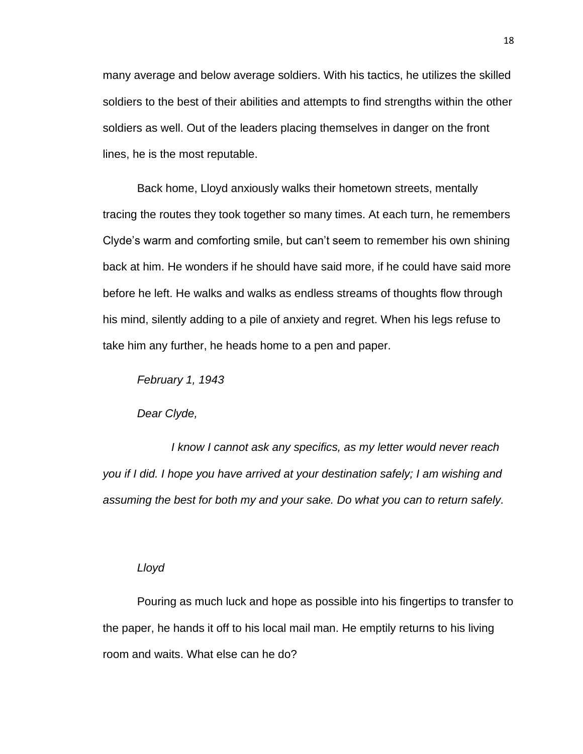many average and below average soldiers. With his tactics, he utilizes the skilled soldiers to the best of their abilities and attempts to find strengths within the other soldiers as well. Out of the leaders placing themselves in danger on the front lines, he is the most reputable.

Back home, Lloyd anxiously walks their hometown streets, mentally tracing the routes they took together so many times. At each turn, he remembers Clyde's warm and comforting smile, but can't seem to remember his own shining back at him. He wonders if he should have said more, if he could have said more before he left. He walks and walks as endless streams of thoughts flow through his mind, silently adding to a pile of anxiety and regret. When his legs refuse to take him any further, he heads home to a pen and paper.

*February 1, 1943*

*Dear Clyde,*

*I know I cannot ask any specifics, as my letter would never reach you if I did. I hope you have arrived at your destination safely; I am wishing and assuming the best for both my and your sake. Do what you can to return safely.*

*Lloyd*

Pouring as much luck and hope as possible into his fingertips to transfer to the paper, he hands it off to his local mail man. He emptily returns to his living room and waits. What else can he do?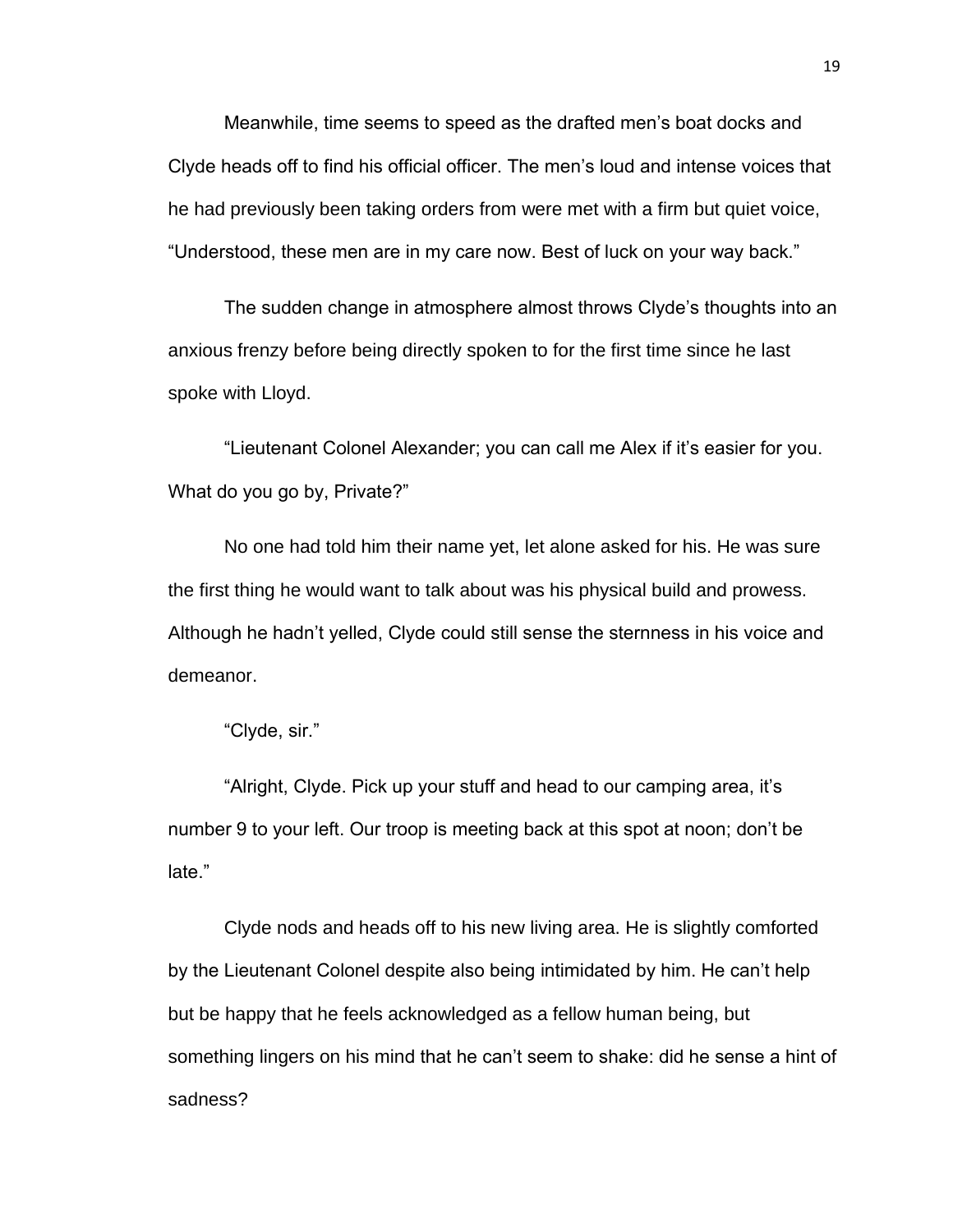Meanwhile, time seems to speed as the drafted men's boat docks and Clyde heads off to find his official officer. The men's loud and intense voices that he had previously been taking orders from were met with a firm but quiet voice, "Understood, these men are in my care now. Best of luck on your way back."

The sudden change in atmosphere almost throws Clyde's thoughts into an anxious frenzy before being directly spoken to for the first time since he last spoke with Lloyd.

"Lieutenant Colonel Alexander; you can call me Alex if it's easier for you. What do you go by, Private?"

No one had told him their name yet, let alone asked for his. He was sure the first thing he would want to talk about was his physical build and prowess. Although he hadn't yelled, Clyde could still sense the sternness in his voice and demeanor.

"Clyde, sir."

"Alright, Clyde. Pick up your stuff and head to our camping area, it's number 9 to your left. Our troop is meeting back at this spot at noon; don't be late."

Clyde nods and heads off to his new living area. He is slightly comforted by the Lieutenant Colonel despite also being intimidated by him. He can't help but be happy that he feels acknowledged as a fellow human being, but something lingers on his mind that he can't seem to shake: did he sense a hint of sadness?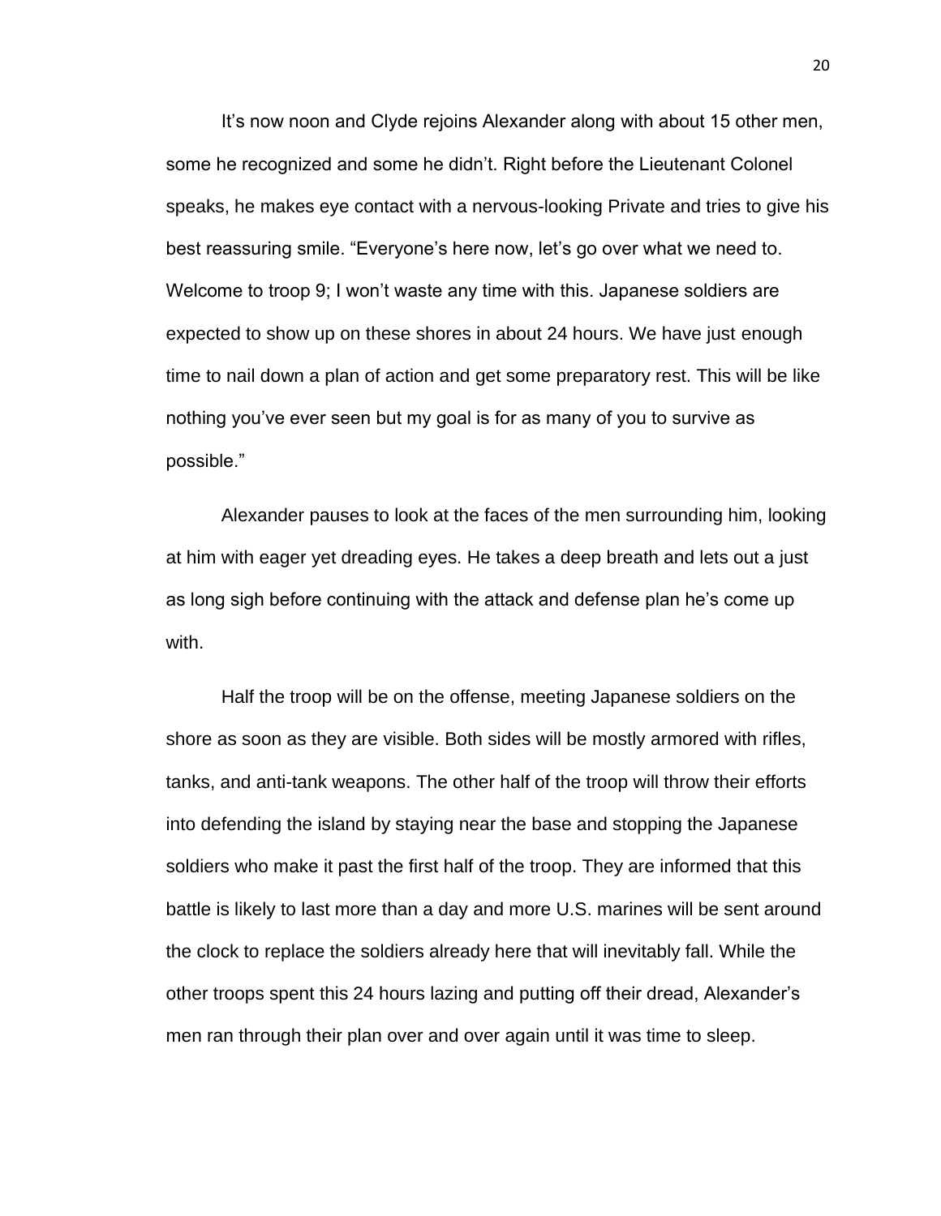It's now noon and Clyde rejoins Alexander along with about 15 other men, some he recognized and some he didn't. Right before the Lieutenant Colonel speaks, he makes eye contact with a nervous-looking Private and tries to give his best reassuring smile. "Everyone's here now, let's go over what we need to. Welcome to troop 9; I won't waste any time with this. Japanese soldiers are expected to show up on these shores in about 24 hours. We have just enough time to nail down a plan of action and get some preparatory rest. This will be like nothing you've ever seen but my goal is for as many of you to survive as possible."

Alexander pauses to look at the faces of the men surrounding him, looking at him with eager yet dreading eyes. He takes a deep breath and lets out a just as long sigh before continuing with the attack and defense plan he's come up with.

Half the troop will be on the offense, meeting Japanese soldiers on the shore as soon as they are visible. Both sides will be mostly armored with rifles, tanks, and anti-tank weapons. The other half of the troop will throw their efforts into defending the island by staying near the base and stopping the Japanese soldiers who make it past the first half of the troop. They are informed that this battle is likely to last more than a day and more U.S. marines will be sent around the clock to replace the soldiers already here that will inevitably fall. While the other troops spent this 24 hours lazing and putting off their dread, Alexander's men ran through their plan over and over again until it was time to sleep.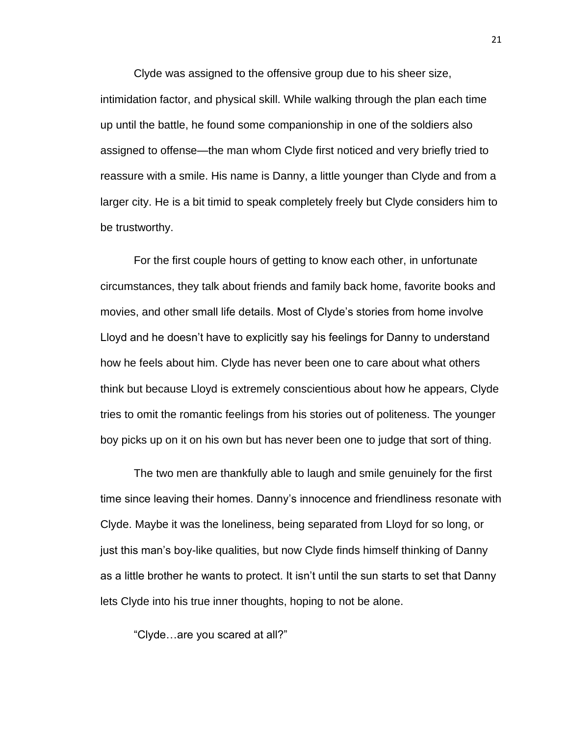Clyde was assigned to the offensive group due to his sheer size, intimidation factor, and physical skill. While walking through the plan each time up until the battle, he found some companionship in one of the soldiers also assigned to offense—the man whom Clyde first noticed and very briefly tried to reassure with a smile. His name is Danny, a little younger than Clyde and from a larger city. He is a bit timid to speak completely freely but Clyde considers him to be trustworthy.

For the first couple hours of getting to know each other, in unfortunate circumstances, they talk about friends and family back home, favorite books and movies, and other small life details. Most of Clyde's stories from home involve Lloyd and he doesn't have to explicitly say his feelings for Danny to understand how he feels about him. Clyde has never been one to care about what others think but because Lloyd is extremely conscientious about how he appears, Clyde tries to omit the romantic feelings from his stories out of politeness. The younger boy picks up on it on his own but has never been one to judge that sort of thing.

The two men are thankfully able to laugh and smile genuinely for the first time since leaving their homes. Danny's innocence and friendliness resonate with Clyde. Maybe it was the loneliness, being separated from Lloyd for so long, or just this man's boy-like qualities, but now Clyde finds himself thinking of Danny as a little brother he wants to protect. It isn't until the sun starts to set that Danny lets Clyde into his true inner thoughts, hoping to not be alone.

"Clyde…are you scared at all?"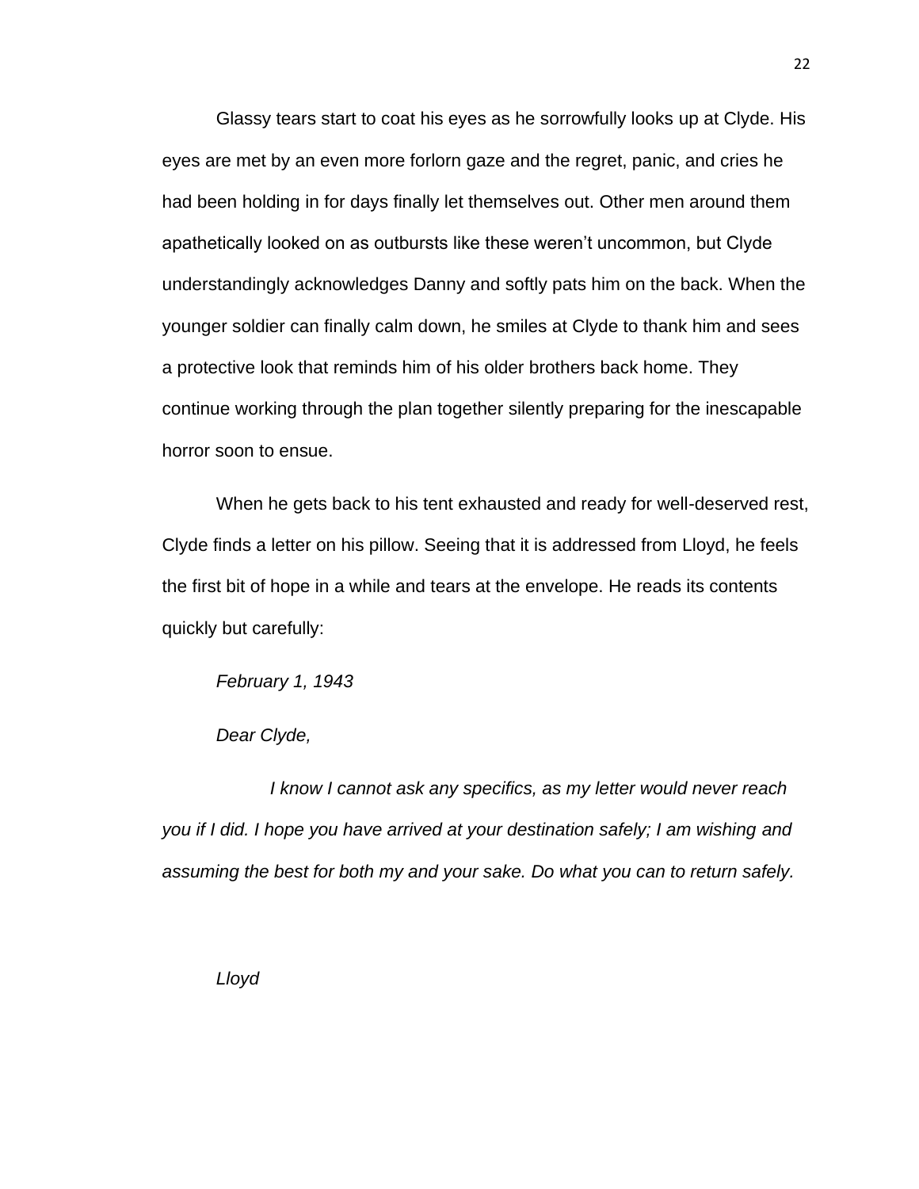Glassy tears start to coat his eyes as he sorrowfully looks up at Clyde. His eyes are met by an even more forlorn gaze and the regret, panic, and cries he had been holding in for days finally let themselves out. Other men around them apathetically looked on as outbursts like these weren't uncommon, but Clyde understandingly acknowledges Danny and softly pats him on the back. When the younger soldier can finally calm down, he smiles at Clyde to thank him and sees a protective look that reminds him of his older brothers back home. They continue working through the plan together silently preparing for the inescapable horror soon to ensue.

When he gets back to his tent exhausted and ready for well-deserved rest, Clyde finds a letter on his pillow. Seeing that it is addressed from Lloyd, he feels the first bit of hope in a while and tears at the envelope. He reads its contents quickly but carefully:

*February 1, 1943*

*Dear Clyde,*

*I know I cannot ask any specifics, as my letter would never reach you if I did. I hope you have arrived at your destination safely; I am wishing and assuming the best for both my and your sake. Do what you can to return safely.*

*Lloyd*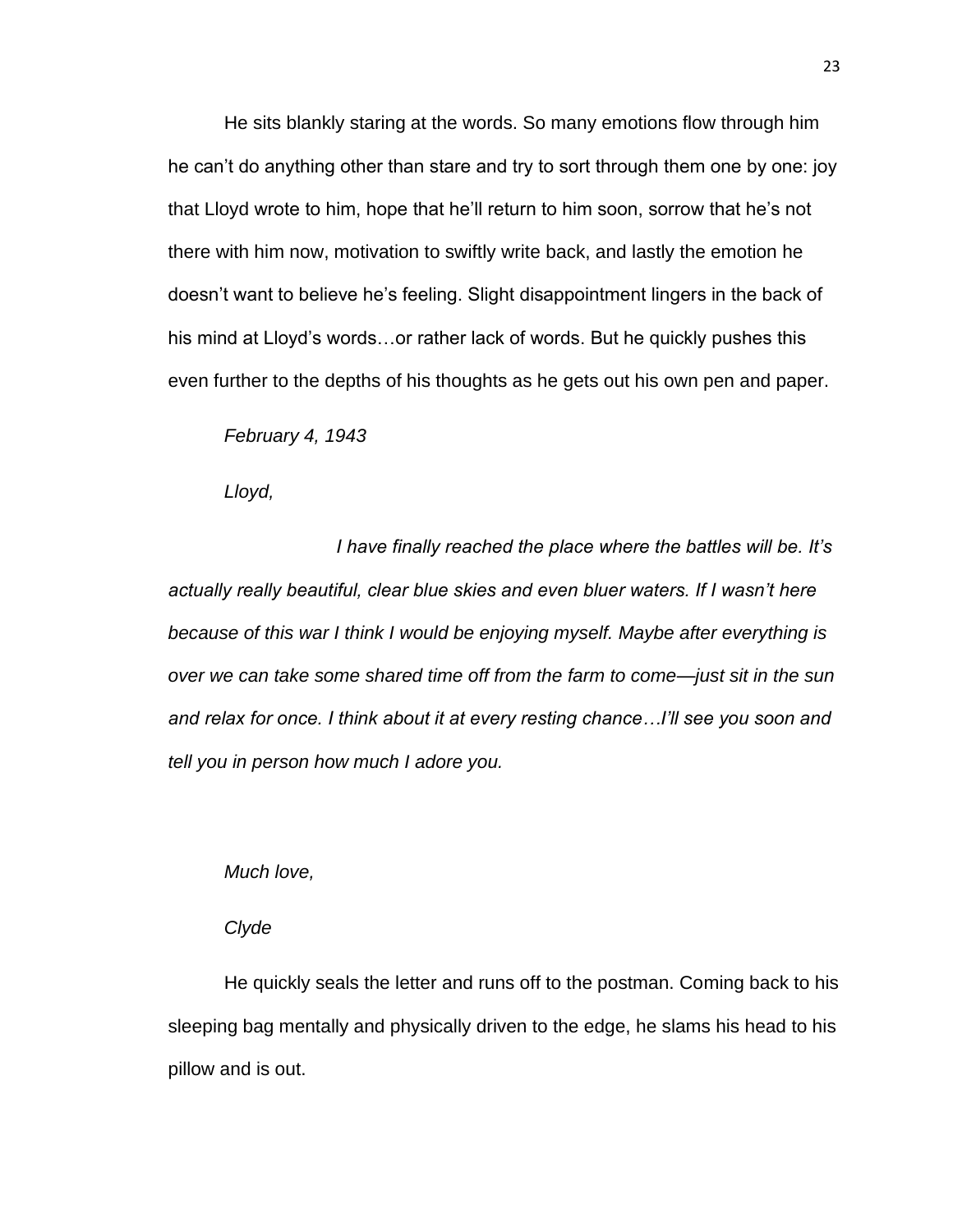He sits blankly staring at the words. So many emotions flow through him he can't do anything other than stare and try to sort through them one by one: joy that Lloyd wrote to him, hope that he'll return to him soon, sorrow that he's not there with him now, motivation to swiftly write back, and lastly the emotion he doesn't want to believe he's feeling. Slight disappointment lingers in the back of his mind at Lloyd's words…or rather lack of words. But he quickly pushes this even further to the depths of his thoughts as he gets out his own pen and paper.

*February 4, 1943*

*Lloyd,*

*I have finally reached the place where the battles will be. It's actually really beautiful, clear blue skies and even bluer waters. If I wasn't here because of this war I think I would be enjoying myself. Maybe after everything is over we can take some shared time off from the farm to come—just sit in the sun and relax for once. I think about it at every resting chance…I'll see you soon and tell you in person how much I adore you.*

*Much love,*

*Clyde*

He quickly seals the letter and runs off to the postman. Coming back to his sleeping bag mentally and physically driven to the edge, he slams his head to his pillow and is out.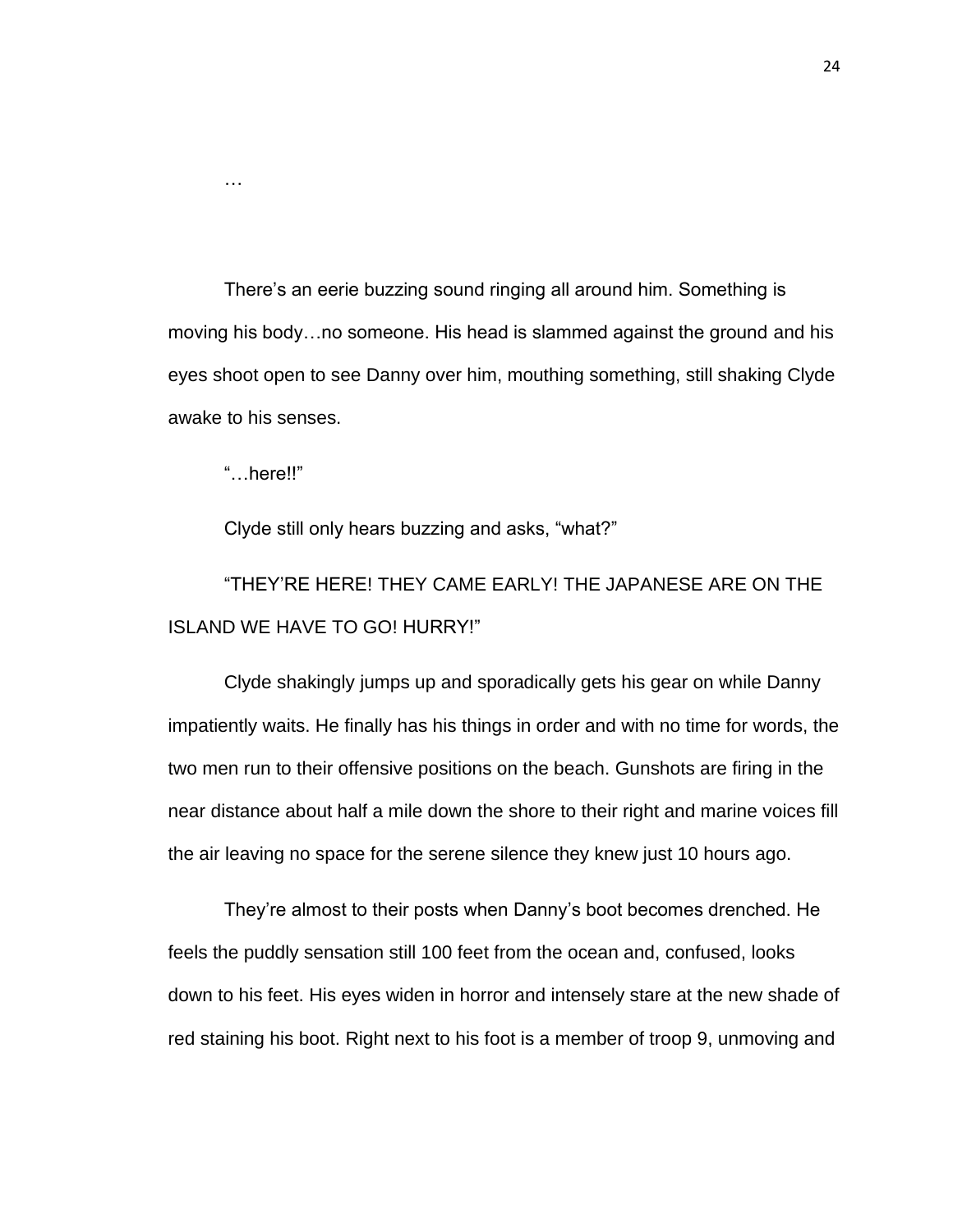…

There's an eerie buzzing sound ringing all around him. Something is moving his body…no someone. His head is slammed against the ground and his eyes shoot open to see Danny over him, mouthing something, still shaking Clyde awake to his senses.

"…here!!"

Clyde still only hears buzzing and asks, "what?"

"THEY'RE HERE! THEY CAME EARLY! THE JAPANESE ARE ON THE ISLAND WE HAVE TO GO! HURRY!"

Clyde shakingly jumps up and sporadically gets his gear on while Danny impatiently waits. He finally has his things in order and with no time for words, the two men run to their offensive positions on the beach. Gunshots are firing in the near distance about half a mile down the shore to their right and marine voices fill the air leaving no space for the serene silence they knew just 10 hours ago.

They're almost to their posts when Danny's boot becomes drenched. He feels the puddly sensation still 100 feet from the ocean and, confused, looks down to his feet. His eyes widen in horror and intensely stare at the new shade of red staining his boot. Right next to his foot is a member of troop 9, unmoving and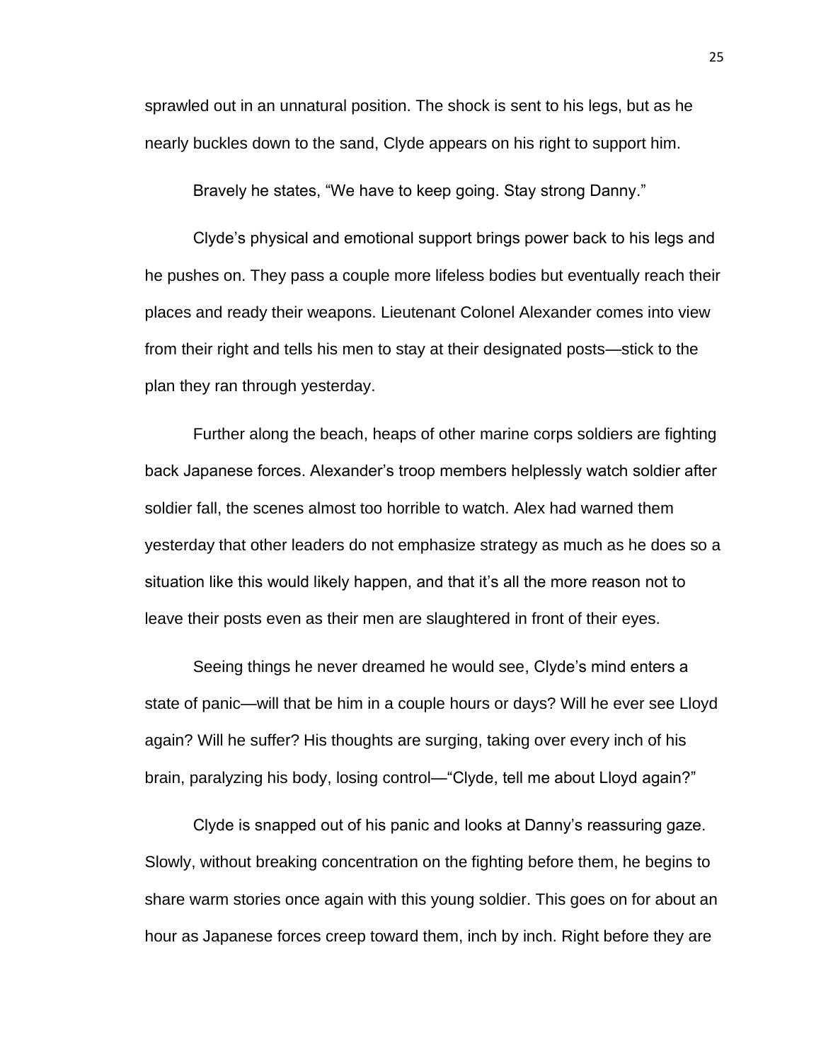sprawled out in an unnatural position. The shock is sent to his legs, but as he nearly buckles down to the sand, Clyde appears on his right to support him.

Bravely he states, “We have to keep going. Stay strong Danny.”

Clyde’s physical and emotional support brings power back to his legs and he pushes on. They pass a couple more lifeless bodies but eventually reach their places and ready their weapons. Lieutenant Colonel Alexander comes into view from their right and tells his men to stay at their designated posts—stick to the plan they ran through yesterday.

Further along the beach, heaps of other marine corps soldiers are fighting back Japanese forces. Alexander’s troop members helplessly watch soldier after soldier fall, the scenes almost too horrible to watch. Alex had warned them yesterday that other leaders do not emphasize strategy as much as he does so a situation like this would likely happen, and that it’s all the more reason not to leave their posts even as their men are slaughtered in front of their eyes.

Seeing things he never dreamed he would see, Clyde’s mind enters a state of panic—will that be him in a couple hours or days? Will he ever see Lloyd again? Will he suffer? His thoughts are surging, taking over every inch of his brain, paralyzing his body, losing control—“Clyde, tell me about Lloyd again?”

Clyde is snapped out of his panic and looks at Danny’s reassuring gaze. Slowly, without breaking concentration on the fighting before them, he begins to share warm stories once again with this young soldier. This goes on for about an hour as Japanese forces creep toward them, inch by inch. Right before they are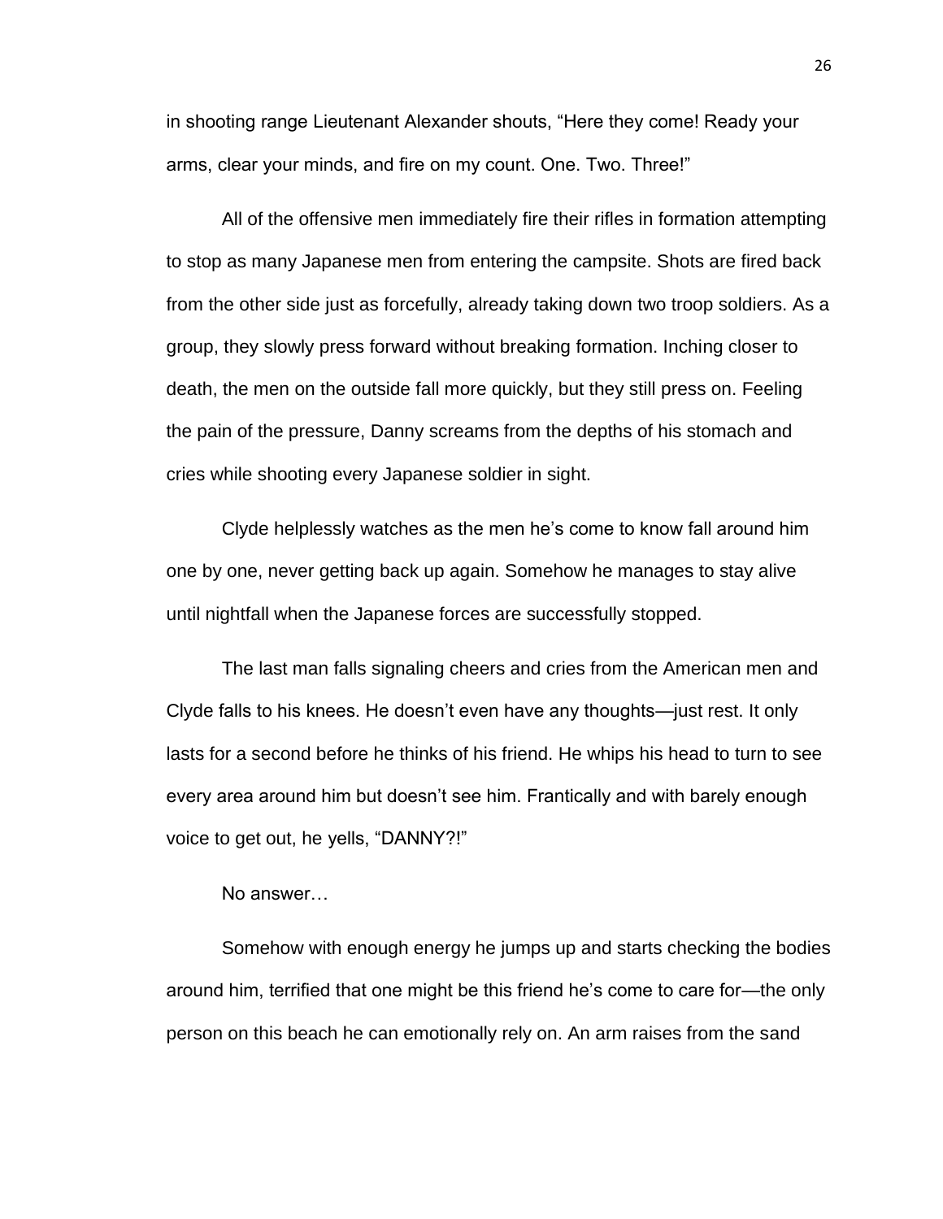in shooting range Lieutenant Alexander shouts, "Here they come! Ready your arms, clear your minds, and fire on my count. One. Two. Three!"

All of the offensive men immediately fire their rifles in formation attempting to stop as many Japanese men from entering the campsite. Shots are fired back from the other side just as forcefully, already taking down two troop soldiers. As a group, they slowly press forward without breaking formation. Inching closer to death, the men on the outside fall more quickly, but they still press on. Feeling the pain of the pressure, Danny screams from the depths of his stomach and cries while shooting every Japanese soldier in sight.

Clyde helplessly watches as the men he's come to know fall around him one by one, never getting back up again. Somehow he manages to stay alive until nightfall when the Japanese forces are successfully stopped.

The last man falls signaling cheers and cries from the American men and Clyde falls to his knees. He doesn't even have any thoughts—just rest. It only lasts for a second before he thinks of his friend. He whips his head to turn to see every area around him but doesn't see him. Frantically and with barely enough voice to get out, he yells, "DANNY?!"

No answer…

Somehow with enough energy he jumps up and starts checking the bodies around him, terrified that one might be this friend he's come to care for—the only person on this beach he can emotionally rely on. An arm raises from the sand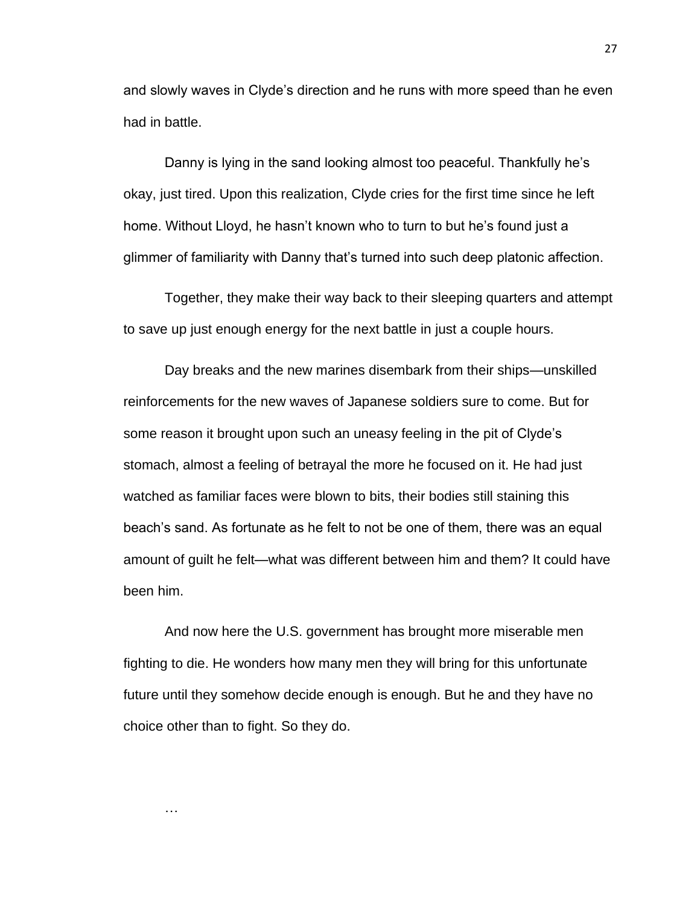and slowly waves in Clyde's direction and he runs with more speed than he even had in battle.

Danny is lying in the sand looking almost too peaceful. Thankfully he's okay, just tired. Upon this realization, Clyde cries for the first time since he left home. Without Lloyd, he hasn't known who to turn to but he's found just a glimmer of familiarity with Danny that's turned into such deep platonic affection.

Together, they make their way back to their sleeping quarters and attempt to save up just enough energy for the next battle in just a couple hours.

Day breaks and the new marines disembark from their ships—unskilled reinforcements for the new waves of Japanese soldiers sure to come. But for some reason it brought upon such an uneasy feeling in the pit of Clyde's stomach, almost a feeling of betrayal the more he focused on it. He had just watched as familiar faces were blown to bits, their bodies still staining this beach's sand. As fortunate as he felt to not be one of them, there was an equal amount of guilt he felt—what was different between him and them? It could have been him.

And now here the U.S. government has brought more miserable men fighting to die. He wonders how many men they will bring for this unfortunate future until they somehow decide enough is enough. But he and they have no choice other than to fight. So they do.

…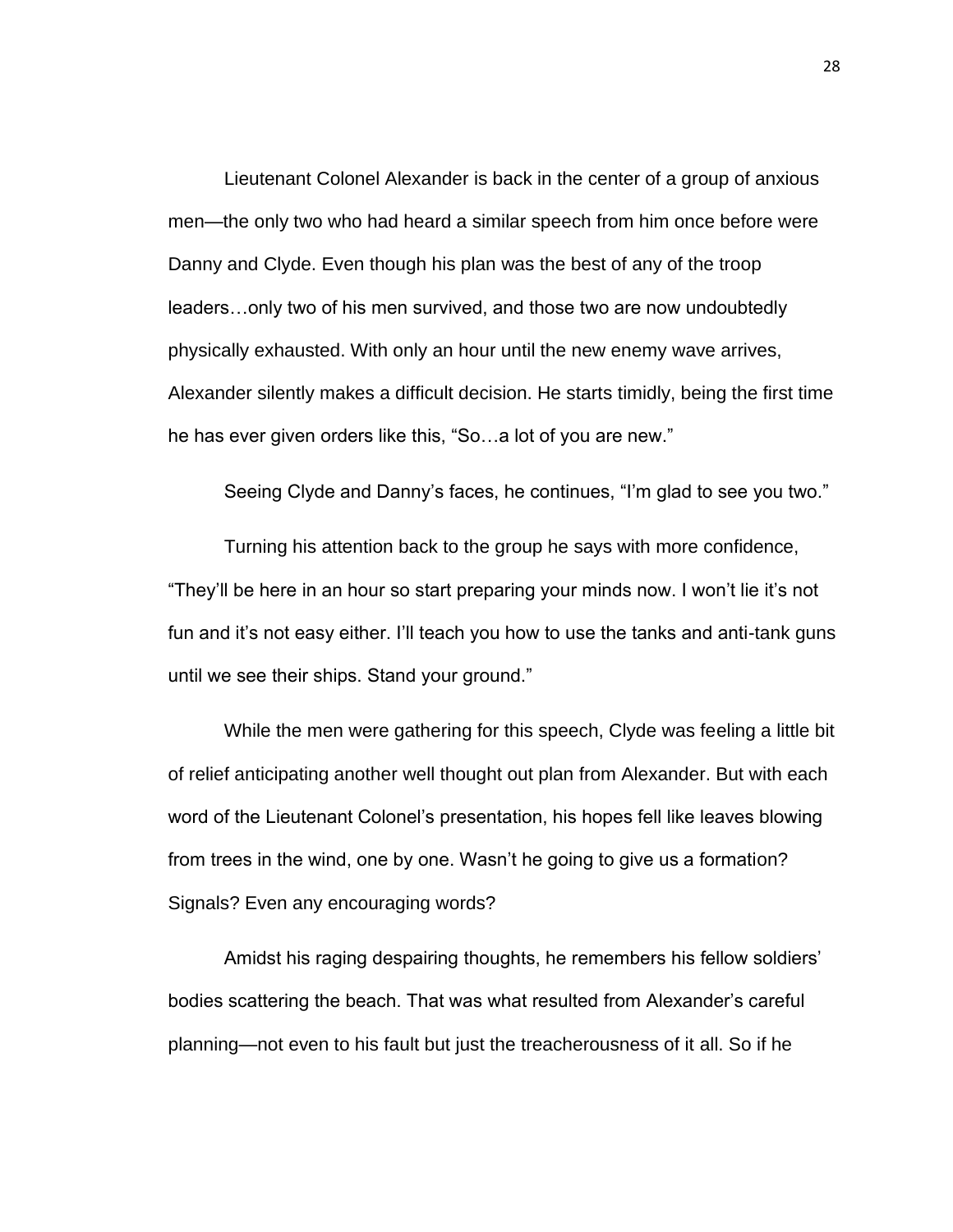Lieutenant Colonel Alexander is back in the center of a group of anxious men—the only two who had heard a similar speech from him once before were Danny and Clyde. Even though his plan was the best of any of the troop leaders…only two of his men survived, and those two are now undoubtedly physically exhausted. With only an hour until the new enemy wave arrives, Alexander silently makes a difficult decision. He starts timidly, being the first time he has ever given orders like this, “So…a lot of you are new.”

Seeing Clyde and Danny’s faces, he continues, “I’m glad to see you two.”

Turning his attention back to the group he says with more confidence, “They’ll be here in an hour so start preparing your minds now. I won’t lie it’s not fun and it’s not easy either. I’ll teach you how to use the tanks and anti-tank guns until we see their ships. Stand your ground.”

While the men were gathering for this speech, Clyde was feeling a little bit of relief anticipating another well thought out plan from Alexander. But with each word of the Lieutenant Colonel’s presentation, his hopes fell like leaves blowing from trees in the wind, one by one. Wasn’t he going to give us a formation? Signals? Even any encouraging words?

Amidst his raging despairing thoughts, he remembers his fellow soldiers’ bodies scattering the beach. That was what resulted from Alexander’s careful planning—not even to his fault but just the treacherousness of it all. So if he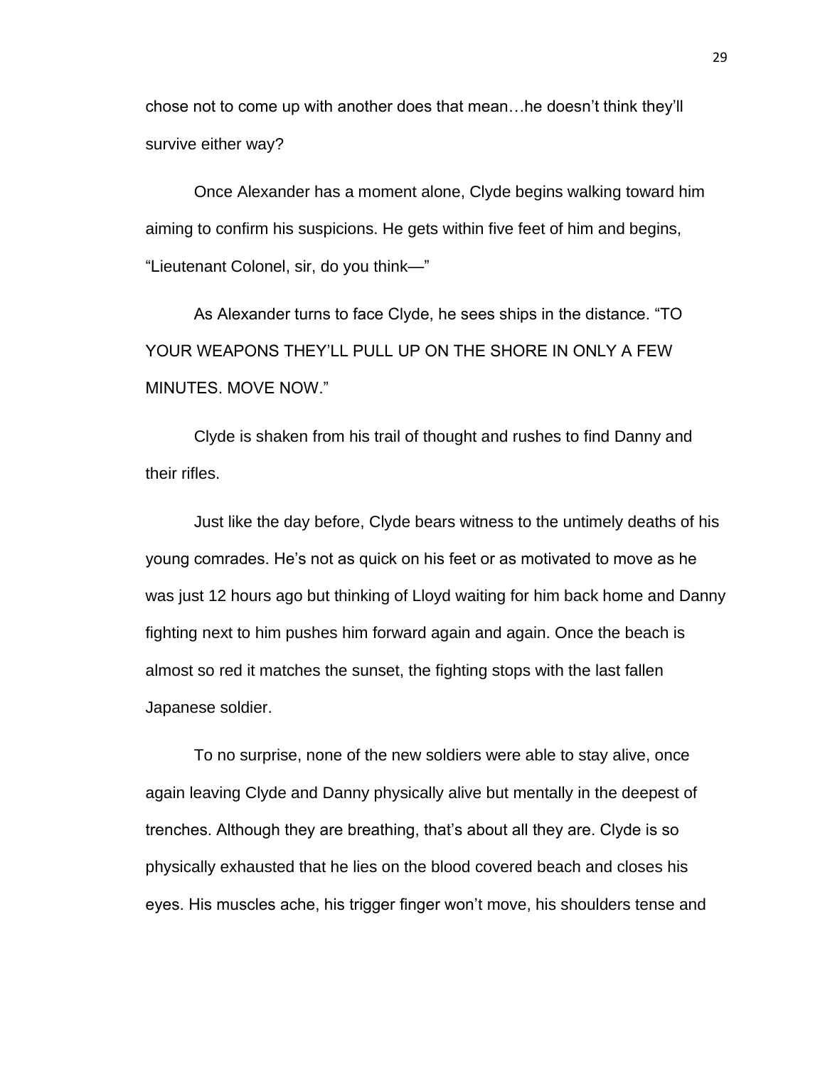chose not to come up with another does that mean…he doesn't think they'll survive either way?

Once Alexander has a moment alone, Clyde begins walking toward him aiming to confirm his suspicions. He gets within five feet of him and begins, "Lieutenant Colonel, sir, do you think—"

As Alexander turns to face Clyde, he sees ships in the distance. "TO YOUR WEAPONS THEY'LL PULL UP ON THE SHORE IN ONLY A FEW MINUTES. MOVE NOW."

Clyde is shaken from his trail of thought and rushes to find Danny and their rifles.

Just like the day before, Clyde bears witness to the untimely deaths of his young comrades. He's not as quick on his feet or as motivated to move as he was just 12 hours ago but thinking of Lloyd waiting for him back home and Danny fighting next to him pushes him forward again and again. Once the beach is almost so red it matches the sunset, the fighting stops with the last fallen Japanese soldier.

To no surprise, none of the new soldiers were able to stay alive, once again leaving Clyde and Danny physically alive but mentally in the deepest of trenches. Although they are breathing, that's about all they are. Clyde is so physically exhausted that he lies on the blood covered beach and closes his eyes. His muscles ache, his trigger finger won't move, his shoulders tense and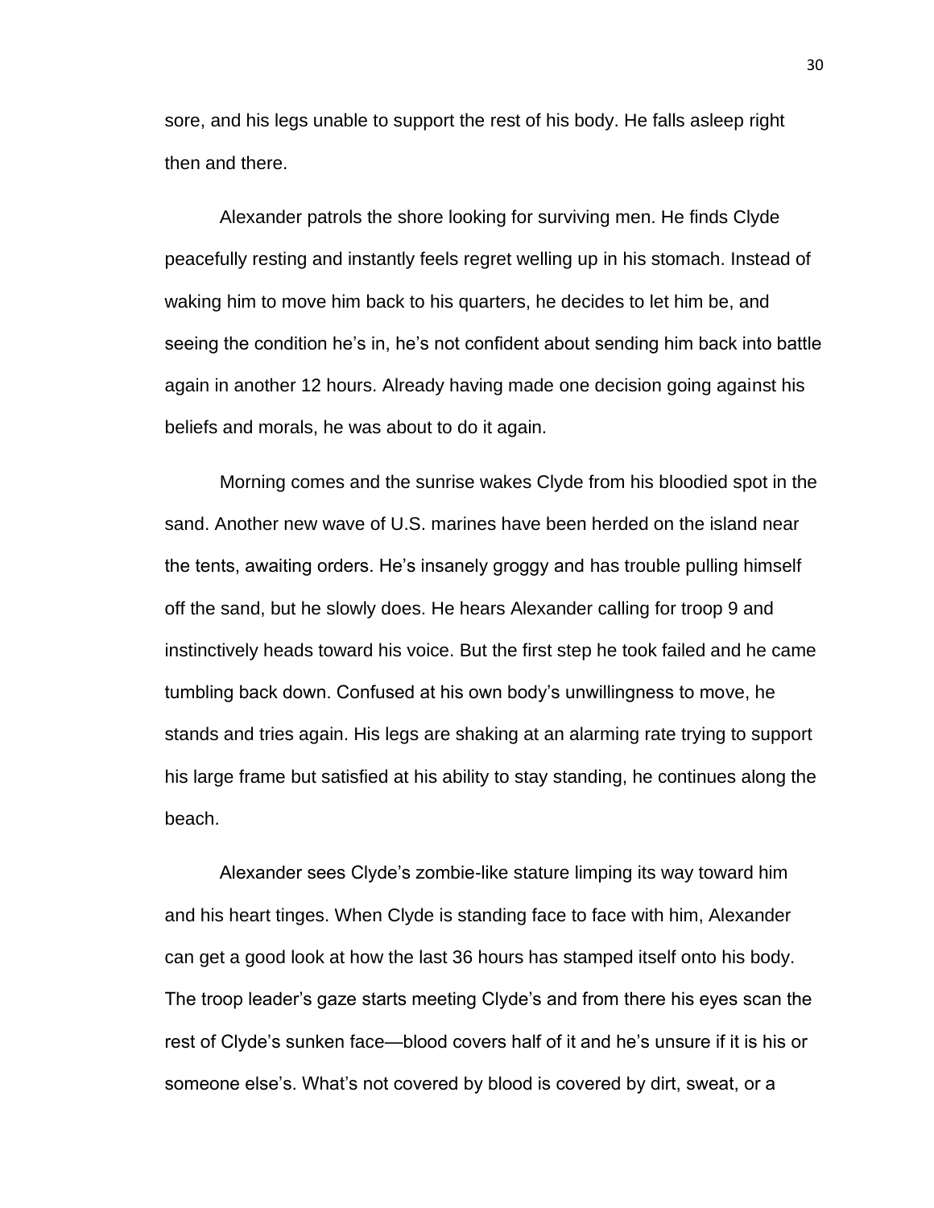sore, and his legs unable to support the rest of his body. He falls asleep right then and there.

Alexander patrols the shore looking for surviving men. He finds Clyde peacefully resting and instantly feels regret welling up in his stomach. Instead of waking him to move him back to his quarters, he decides to let him be, and seeing the condition he's in, he's not confident about sending him back into battle again in another 12 hours. Already having made one decision going against his beliefs and morals, he was about to do it again.

Morning comes and the sunrise wakes Clyde from his bloodied spot in the sand. Another new wave of U.S. marines have been herded on the island near the tents, awaiting orders. He's insanely groggy and has trouble pulling himself off the sand, but he slowly does. He hears Alexander calling for troop 9 and instinctively heads toward his voice. But the first step he took failed and he came tumbling back down. Confused at his own body's unwillingness to move, he stands and tries again. His legs are shaking at an alarming rate trying to support his large frame but satisfied at his ability to stay standing, he continues along the beach.

Alexander sees Clyde's zombie-like stature limping its way toward him and his heart tinges. When Clyde is standing face to face with him, Alexander can get a good look at how the last 36 hours has stamped itself onto his body. The troop leader's gaze starts meeting Clyde's and from there his eyes scan the rest of Clyde's sunken face—blood covers half of it and he's unsure if it is his or someone else's. What's not covered by blood is covered by dirt, sweat, or a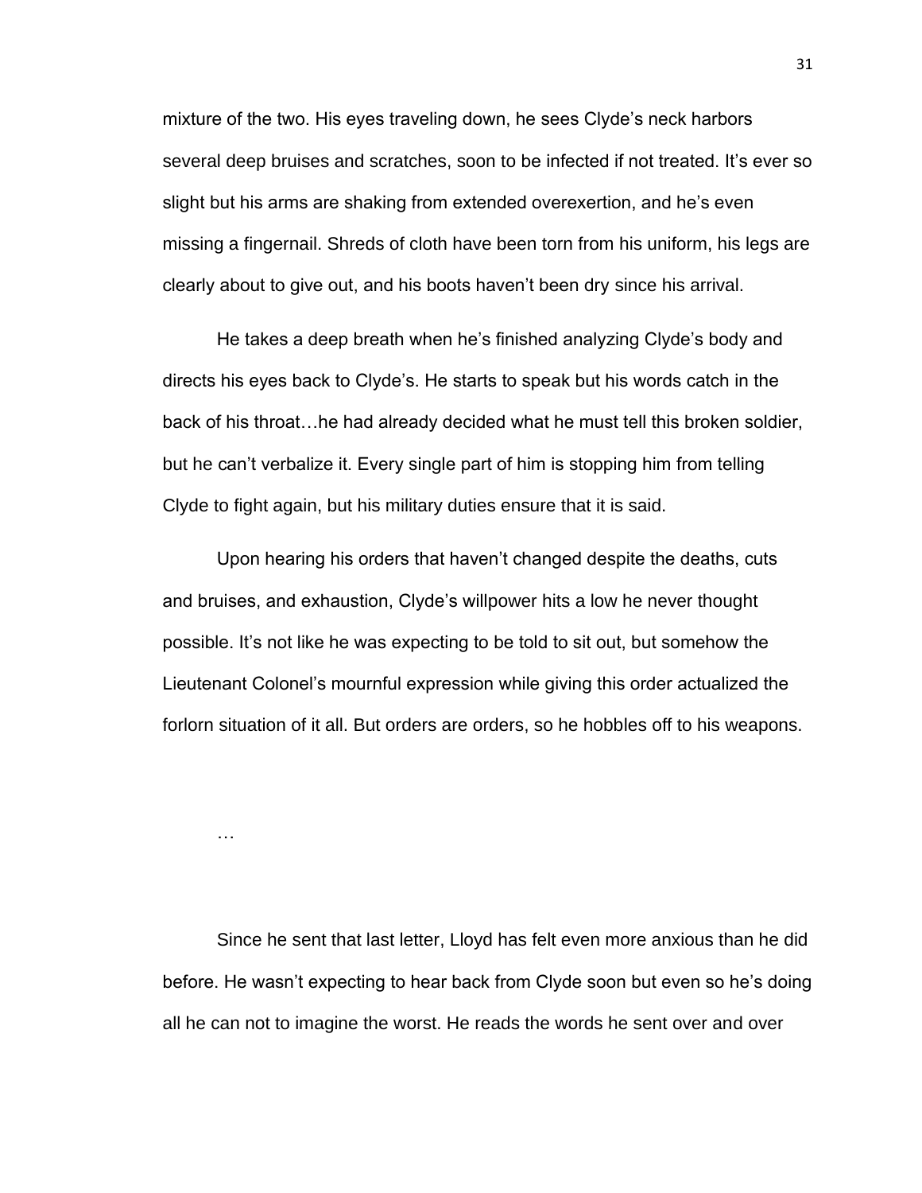mixture of the two. His eyes traveling down, he sees Clyde's neck harbors several deep bruises and scratches, soon to be infected if not treated. It's ever so slight but his arms are shaking from extended overexertion, and he's even missing a fingernail. Shreds of cloth have been torn from his uniform, his legs are clearly about to give out, and his boots haven't been dry since his arrival.

He takes a deep breath when he's finished analyzing Clyde's body and directs his eyes back to Clyde's. He starts to speak but his words catch in the back of his throat…he had already decided what he must tell this broken soldier, but he can't verbalize it. Every single part of him is stopping him from telling Clyde to fight again, but his military duties ensure that it is said.

Upon hearing his orders that haven't changed despite the deaths, cuts and bruises, and exhaustion, Clyde's willpower hits a low he never thought possible. It's not like he was expecting to be told to sit out, but somehow the Lieutenant Colonel's mournful expression while giving this order actualized the forlorn situation of it all. But orders are orders, so he hobbles off to his weapons.

…

Since he sent that last letter, Lloyd has felt even more anxious than he did before. He wasn't expecting to hear back from Clyde soon but even so he's doing all he can not to imagine the worst. He reads the words he sent over and over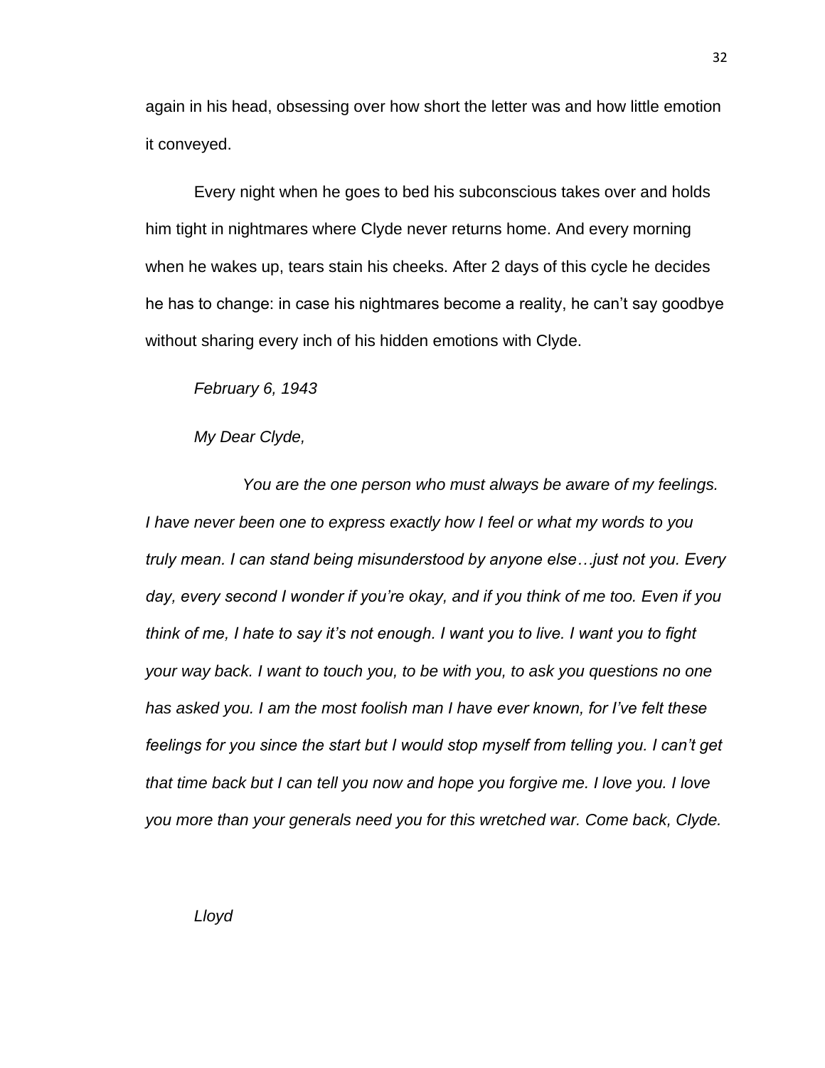again in his head, obsessing over how short the letter was and how little emotion it conveyed.

Every night when he goes to bed his subconscious takes over and holds him tight in nightmares where Clyde never returns home. And every morning when he wakes up, tears stain his cheeks. After 2 days of this cycle he decides he has to change: in case his nightmares become a reality, he can't say goodbye without sharing every inch of his hidden emotions with Clyde.

*February 6, 1943*

*My Dear Clyde,*

*You are the one person who must always be aware of my feelings. I have never been one to express exactly how I feel or what my words to you truly mean. I can stand being misunderstood by anyone else…just not you. Every day, every second I wonder if you're okay, and if you think of me too. Even if you think of me, I hate to say it's not enough. I want you to live. I want you to fight your way back. I want to touch you, to be with you, to ask you questions no one has asked you. I am the most foolish man I have ever known, for I've felt these feelings for you since the start but I would stop myself from telling you. I can't get that time back but I can tell you now and hope you forgive me. I love you. I love you more than your generals need you for this wretched war. Come back, Clyde.*

*Lloyd*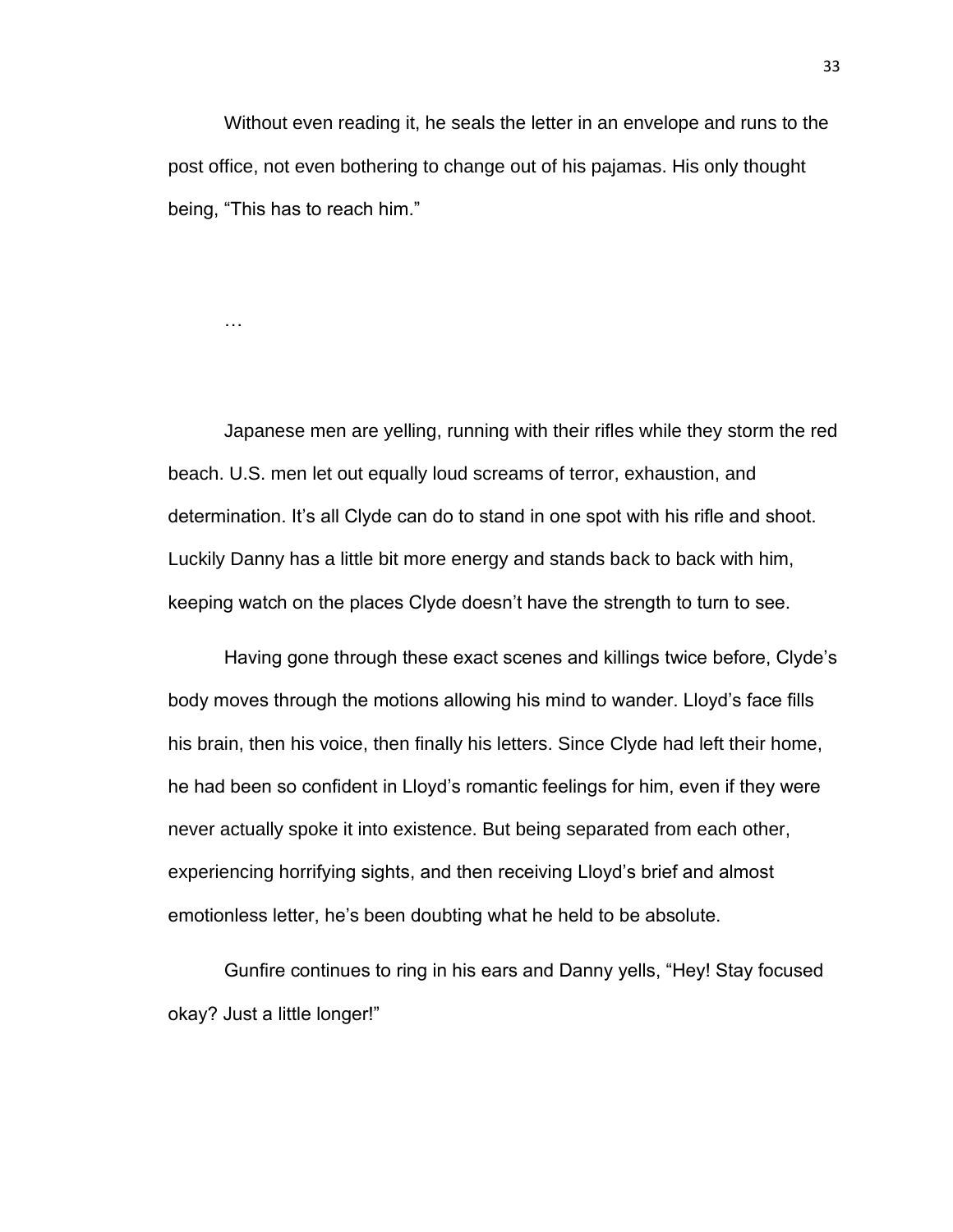Without even reading it, he seals the letter in an envelope and runs to the post office, not even bothering to change out of his pajamas. His only thought being, "This has to reach him."

…

Japanese men are yelling, running with their rifles while they storm the red beach. U.S. men let out equally loud screams of terror, exhaustion, and determination. It's all Clyde can do to stand in one spot with his rifle and shoot. Luckily Danny has a little bit more energy and stands back to back with him, keeping watch on the places Clyde doesn't have the strength to turn to see.

Having gone through these exact scenes and killings twice before, Clyde's body moves through the motions allowing his mind to wander. Lloyd's face fills his brain, then his voice, then finally his letters. Since Clyde had left their home, he had been so confident in Lloyd's romantic feelings for him, even if they were never actually spoke it into existence. But being separated from each other, experiencing horrifying sights, and then receiving Lloyd's brief and almost emotionless letter, he's been doubting what he held to be absolute.

Gunfire continues to ring in his ears and Danny yells, "Hey! Stay focused okay? Just a little longer!"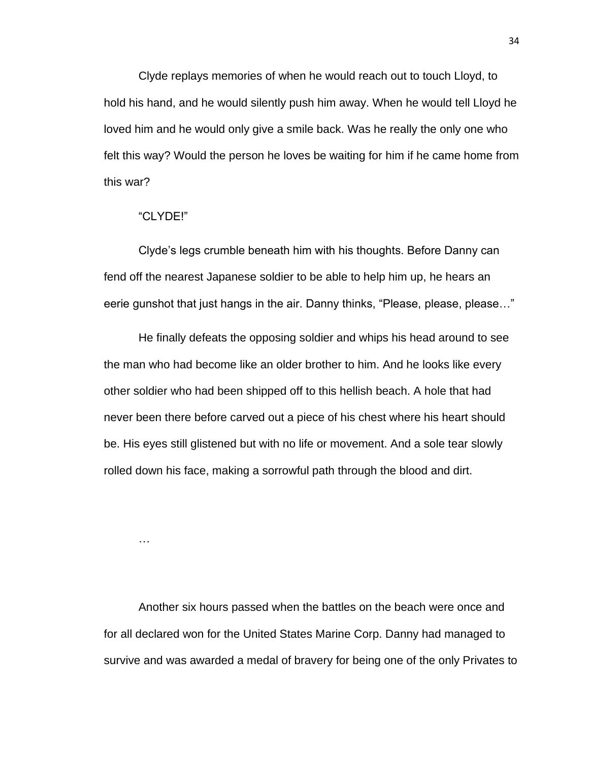Clyde replays memories of when he would reach out to touch Lloyd, to hold his hand, and he would silently push him away. When he would tell Lloyd he loved him and he would only give a smile back. Was he really the only one who felt this way? Would the person he loves be waiting for him if he came home from this war?

"CLYDE!"

Clyde's legs crumble beneath him with his thoughts. Before Danny can fend off the nearest Japanese soldier to be able to help him up, he hears an eerie gunshot that just hangs in the air. Danny thinks, "Please, please, please…"

He finally defeats the opposing soldier and whips his head around to see the man who had become like an older brother to him. And he looks like every other soldier who had been shipped off to this hellish beach. A hole that had never been there before carved out a piece of his chest where his heart should be. His eyes still glistened but with no life or movement. And a sole tear slowly rolled down his face, making a sorrowful path through the blood and dirt.

…

Another six hours passed when the battles on the beach were once and for all declared won for the United States Marine Corp. Danny had managed to survive and was awarded a medal of bravery for being one of the only Privates to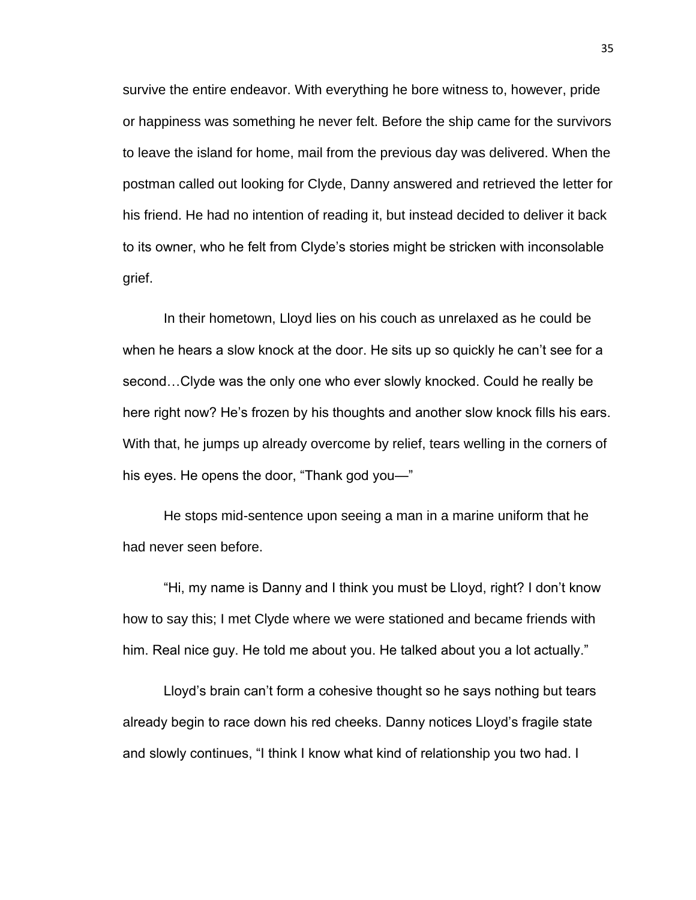survive the entire endeavor. With everything he bore witness to, however, pride or happiness was something he never felt. Before the ship came for the survivors to leave the island for home, mail from the previous day was delivered. When the postman called out looking for Clyde, Danny answered and retrieved the letter for his friend. He had no intention of reading it, but instead decided to deliver it back to its owner, who he felt from Clyde's stories might be stricken with inconsolable grief.

In their hometown, Lloyd lies on his couch as unrelaxed as he could be when he hears a slow knock at the door. He sits up so quickly he can't see for a second…Clyde was the only one who ever slowly knocked. Could he really be here right now? He's frozen by his thoughts and another slow knock fills his ears. With that, he jumps up already overcome by relief, tears welling in the corners of his eyes. He opens the door, "Thank god you—"

He stops mid-sentence upon seeing a man in a marine uniform that he had never seen before.

"Hi, my name is Danny and I think you must be Lloyd, right? I don't know how to say this; I met Clyde where we were stationed and became friends with him. Real nice guy. He told me about you. He talked about you a lot actually."

Lloyd's brain can't form a cohesive thought so he says nothing but tears already begin to race down his red cheeks. Danny notices Lloyd's fragile state and slowly continues, "I think I know what kind of relationship you two had. I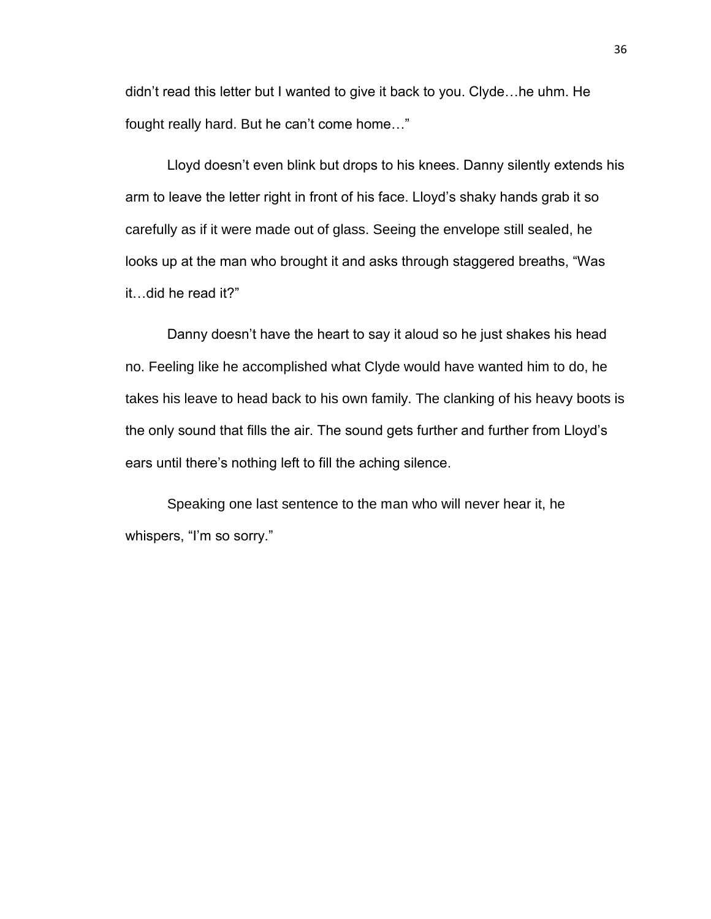didn't read this letter but I wanted to give it back to you. Clyde…he uhm. He fought really hard. But he can't come home…"

Lloyd doesn't even blink but drops to his knees. Danny silently extends his arm to leave the letter right in front of his face. Lloyd's shaky hands grab it so carefully as if it were made out of glass. Seeing the envelope still sealed, he looks up at the man who brought it and asks through staggered breaths, "Was it…did he read it?"

Danny doesn't have the heart to say it aloud so he just shakes his head no. Feeling like he accomplished what Clyde would have wanted him to do, he takes his leave to head back to his own family. The clanking of his heavy boots is the only sound that fills the air. The sound gets further and further from Lloyd's ears until there's nothing left to fill the aching silence.

Speaking one last sentence to the man who will never hear it, he whispers, "I'm so sorry."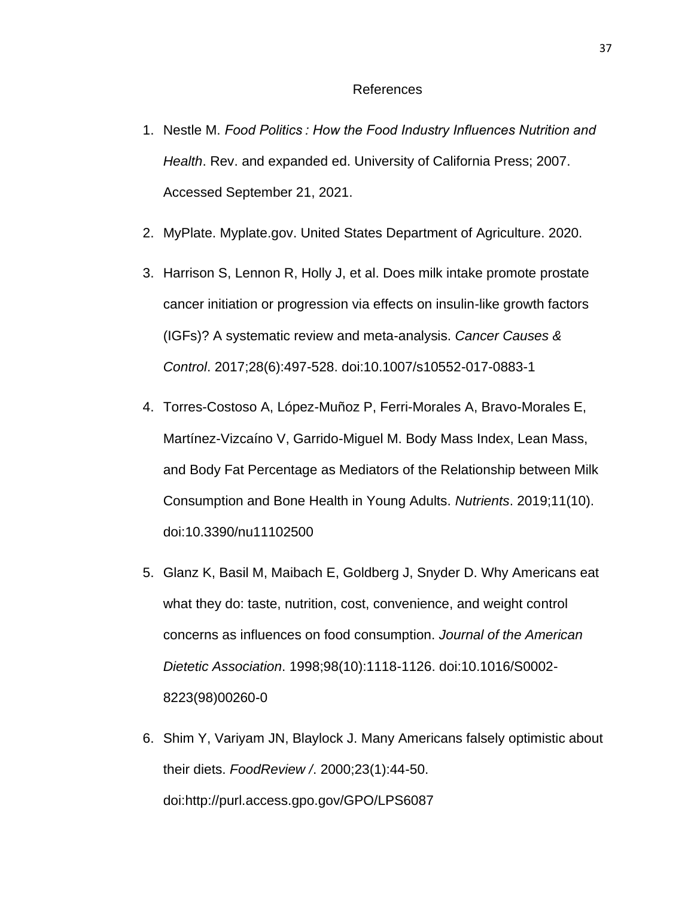# References

1. Nestle M. *Food Politics : How the Food Industry Influences Nutrition and Health*. Rev. and expanded ed. University of California Press; 2007. Accessed September 21, 2021.
2. MyPlate. Myplate.gov. United States Department of Agriculture. 2020.
3. Harrison S, Lennon R, Holly J, et al. Does milk intake promote prostate cancer initiation or progression via effects on insulin-like growth factors (IGFs)? A systematic review and meta-analysis. *Cancer Causes & Control*. 2017;28(6):497-528. doi:10.1007/s10552-017-0883-1
4. Torres-Costoso A, López-Muñoz P, Ferri-Morales A, Bravo-Morales E, Martínez-Vizcaíno V, Garrido-Miguel M. Body Mass Index, Lean Mass, and Body Fat Percentage as Mediators of the Relationship between Milk Consumption and Bone Health in Young Adults. *Nutrients*. 2019;11(10). doi:10.3390/nu11102500
5. Glanz K, Basil M, Maibach E, Goldberg J, Snyder D. Why Americans eat what they do: taste, nutrition, cost, convenience, and weight control concerns as influences on food consumption. *Journal of the American Dietetic Association*. 1998;98(10):1118-1126. doi:10.1016/S0002-8223(98)00260-0
6. Shim Y, Variyam JN, Blaylock J. Many Americans falsely optimistic about their diets. *FoodReview /*. 2000;23(1):44-50. doi:http://purl.access.gpo.gov/GPO/LPS6087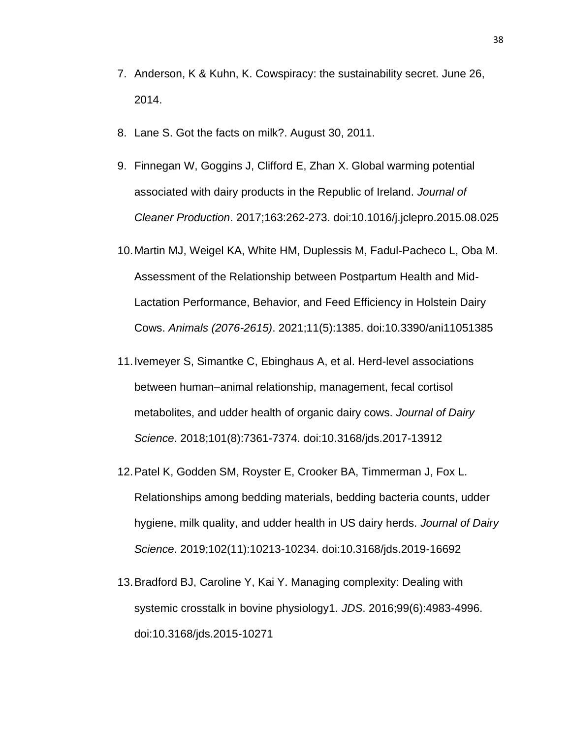7. Anderson, K & Kuhn, K. Cowspiracy: the sustainability secret. June 26, 2014.

8. Lane S. Got the facts on milk?. August 30, 2011.

9. Finnegan W, Goggins J, Clifford E, Zhan X. Global warming potential associated with dairy products in the Republic of Ireland. *Journal of Cleaner Production*. 2017;163:262-273. doi:10.1016/j.jclepro.2015.08.025

10. Martin MJ, Weigel KA, White HM, Duplessis M, Fadul-Pacheco L, Oba M. Assessment of the Relationship between Postpartum Health and Mid-Lactation Performance, Behavior, and Feed Efficiency in Holstein Dairy Cows. *Animals (2076-2615)*. 2021;11(5):1385. doi:10.3390/ani11051385

11. Ivemeyer S, Simantke C, Ebinghaus A, et al. Herd-level associations between human–animal relationship, management, fecal cortisol metabolites, and udder health of organic dairy cows. *Journal of Dairy Science*. 2018;101(8):7361-7374. doi:10.3168/jds.2017-13912

12. Patel K, Godden SM, Royster E, Crooker BA, Timmerman J, Fox L. Relationships among bedding materials, bedding bacteria counts, udder hygiene, milk quality, and udder health in US dairy herds. *Journal of Dairy Science*. 2019;102(11):10213-10234. doi:10.3168/jds.2019-16692

13. Bradford BJ, Caroline Y, Kai Y. Managing complexity: Dealing with systemic crosstalk in bovine physiology1. *JDS*. 2016;99(6):4983-4996. doi:10.3168/jds.2015-10271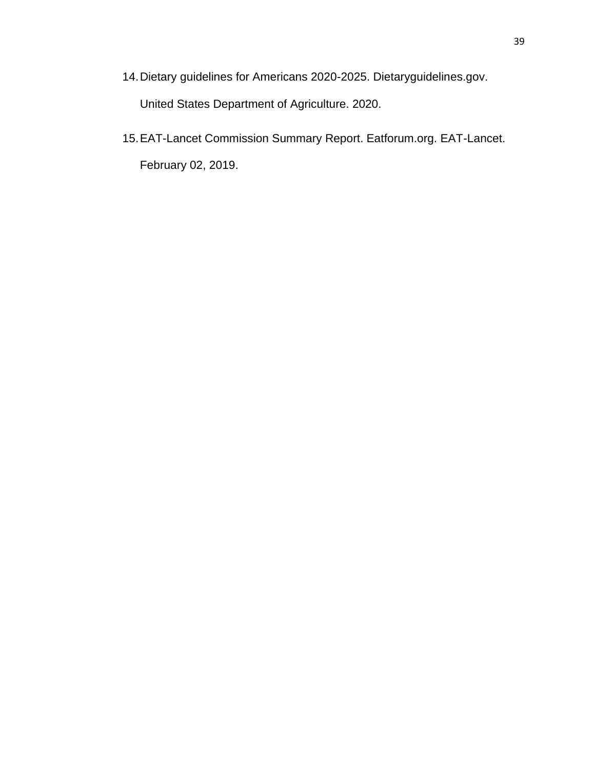14. Dietary guidelines for Americans 2020-2025. Dietaryguidelines.gov. United States Department of Agriculture. 2020.
15. EAT-Lancet Commission Summary Report. Eatforum.org. EAT-Lancet. February 02, 2019.